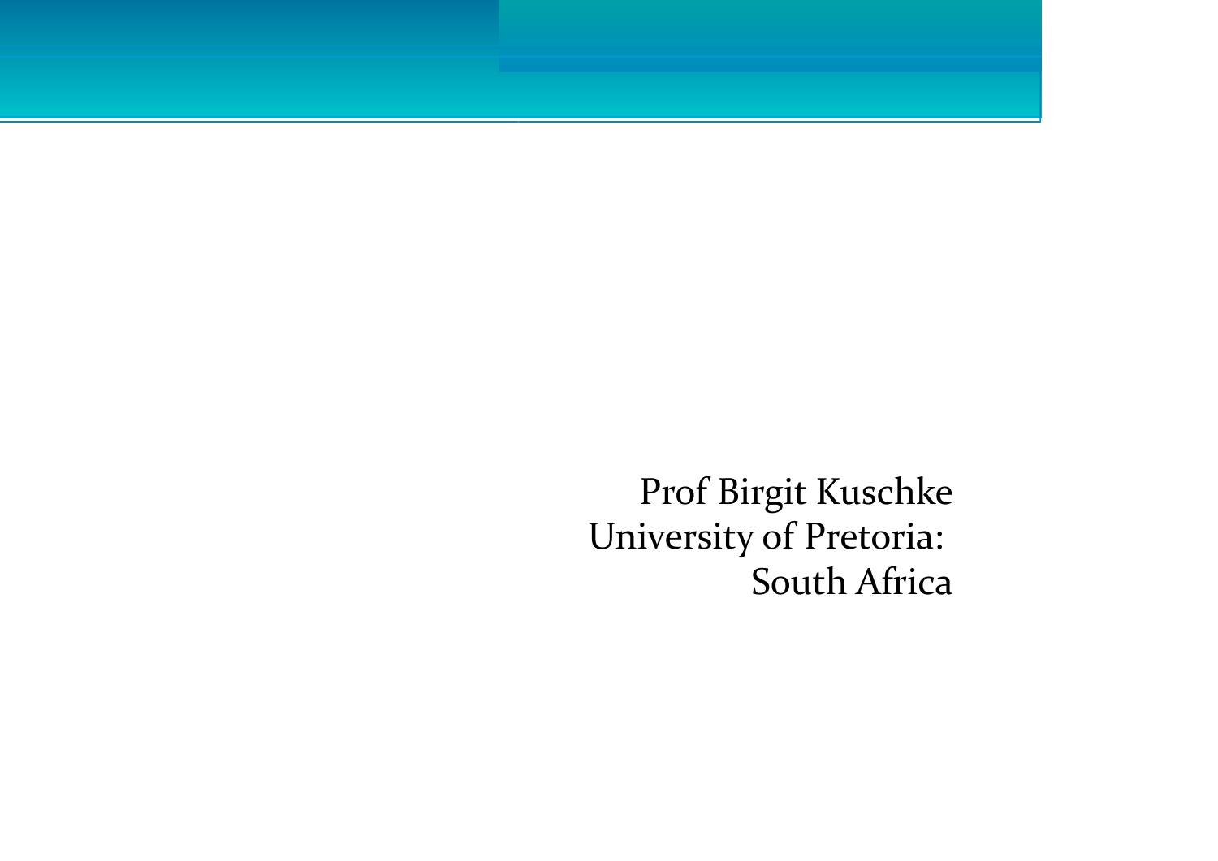Prof Birgit Kuschke
University of Pretoria:
South Africa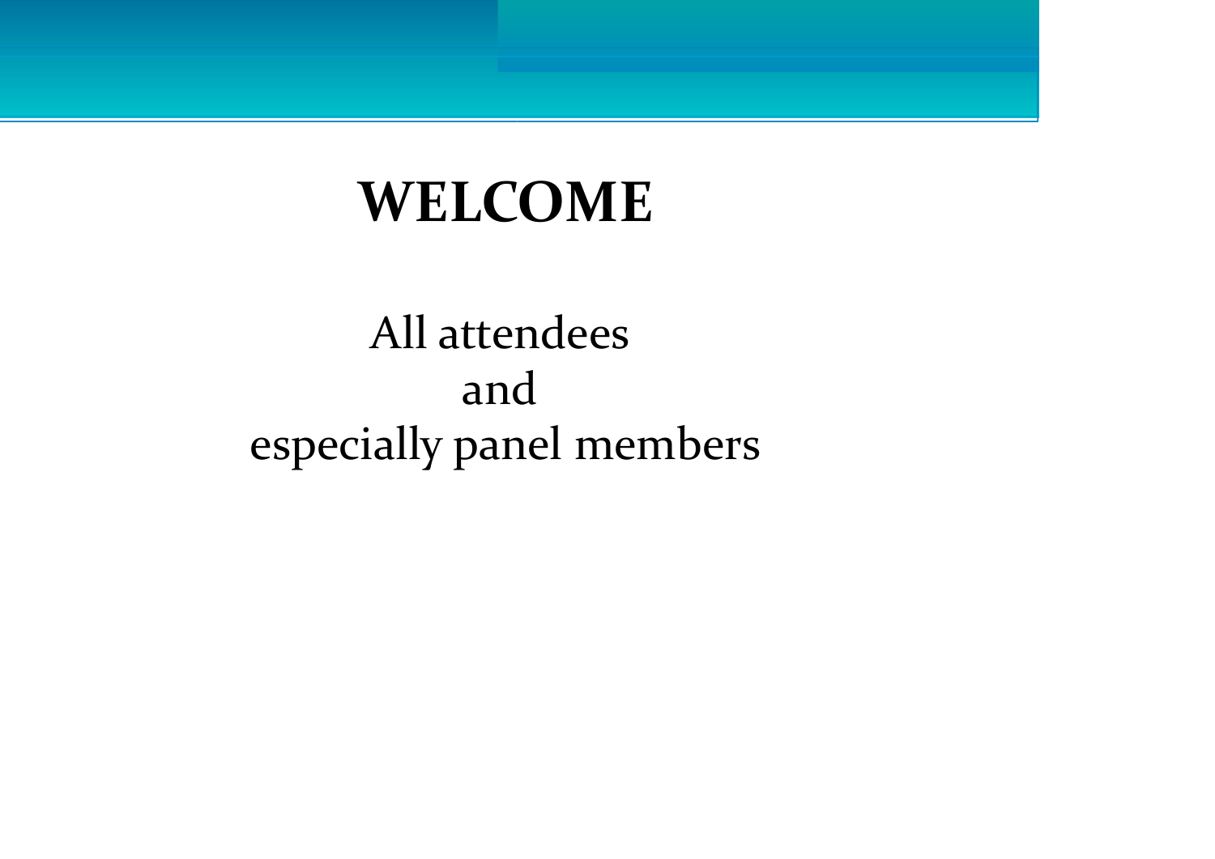# WELCOME

All attendees
and
especially panel members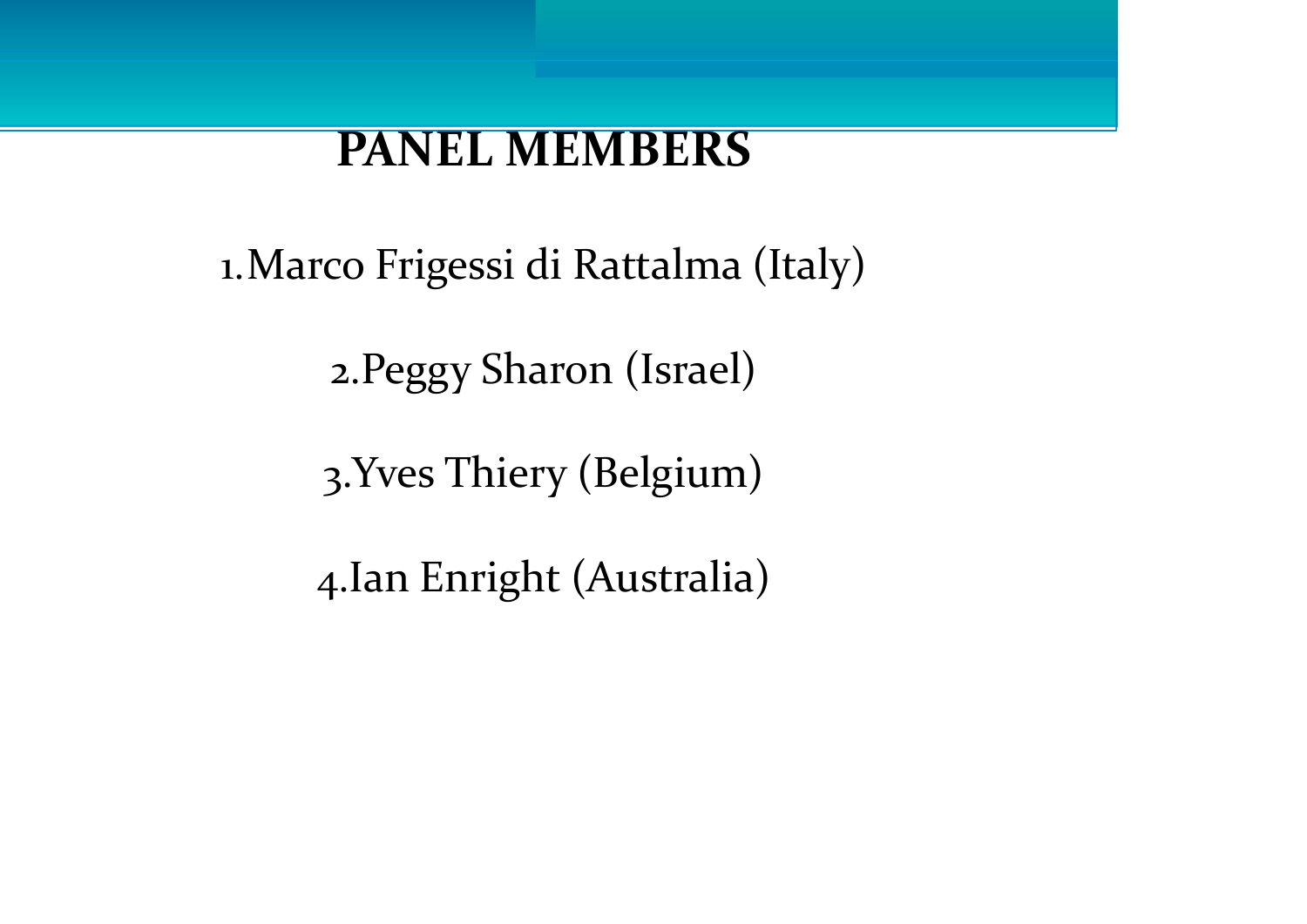# PANEL MEMBERS

1. Marco Frigessi di Rattalma (Italy)
2. Peggy Sharon (Israel)
3. Yves Thiery (Belgium)
4. Ian Enright (Australia)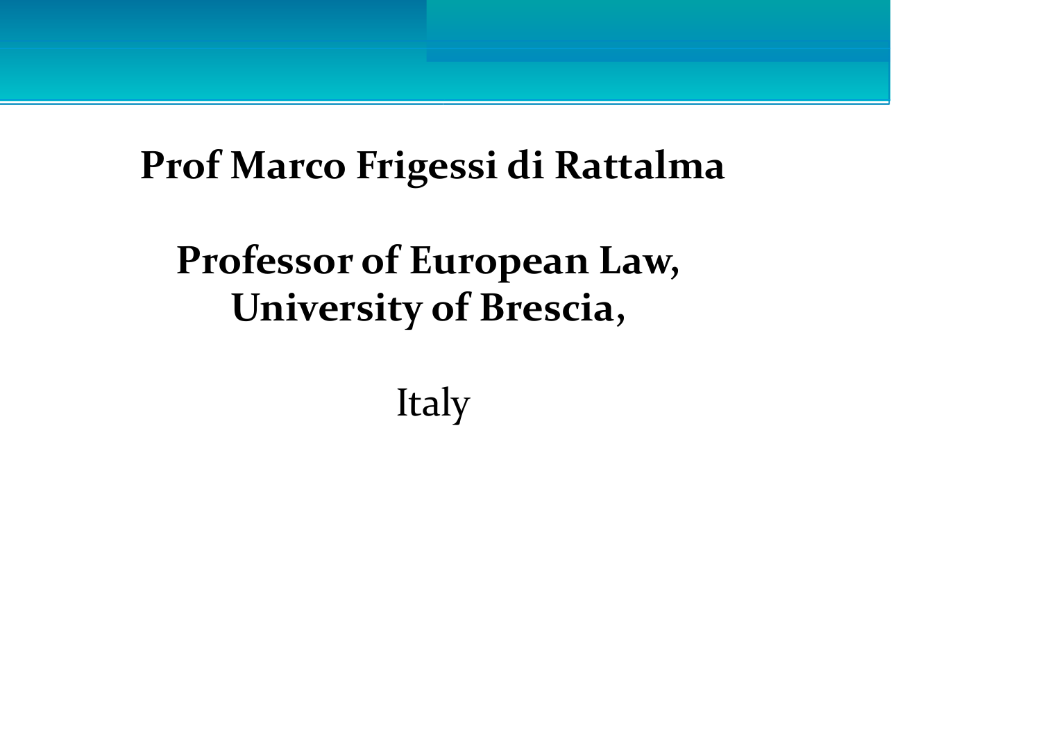**Prof Marco Frigessi di Rattalma**

**Professor of European Law,**
**University of Brescia,**

Italy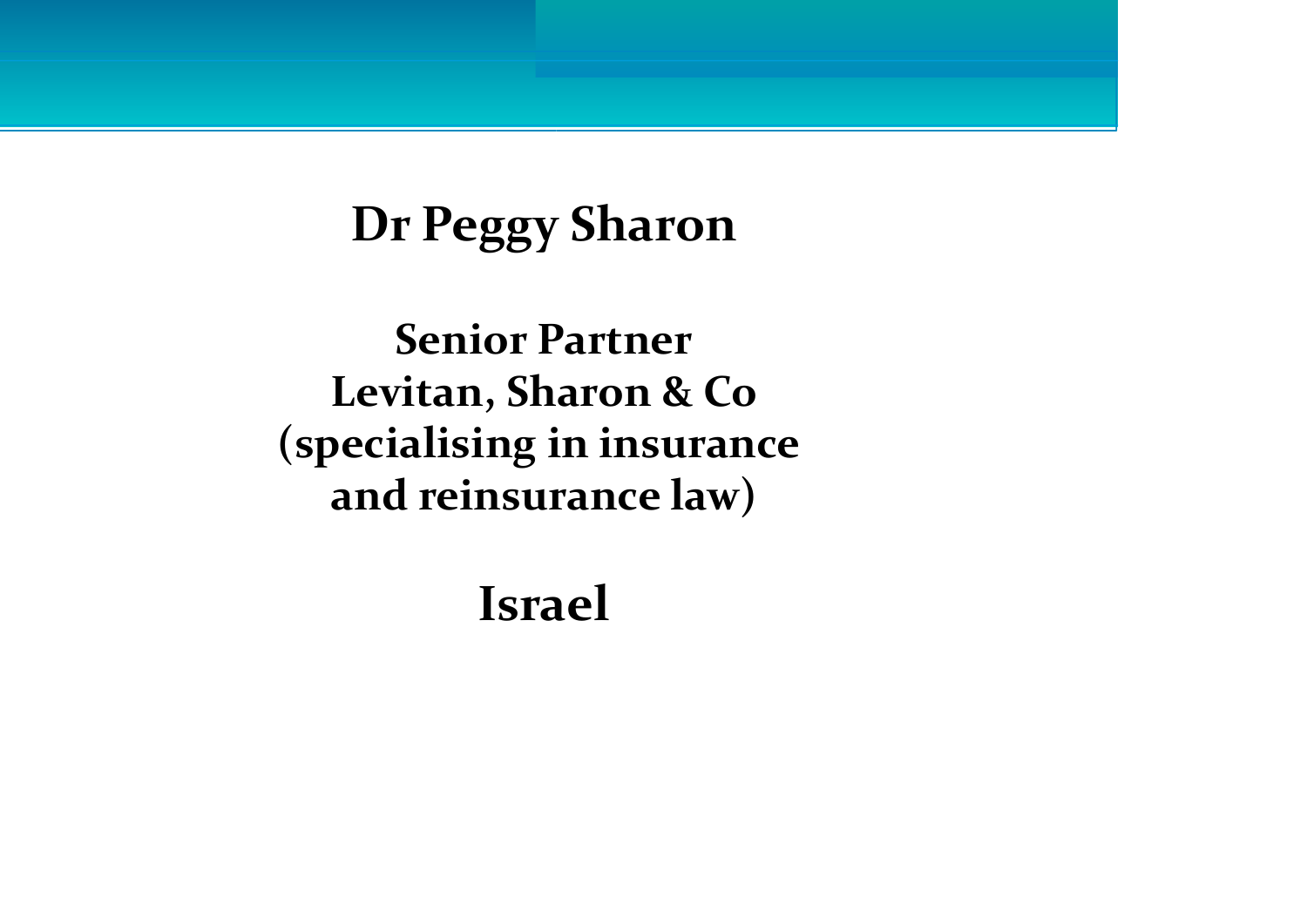# Dr Peggy Sharon

**Senior Partner**
**Levitan, Sharon & Co**
**(specialising in insurance and reinsurance law)**

## Israel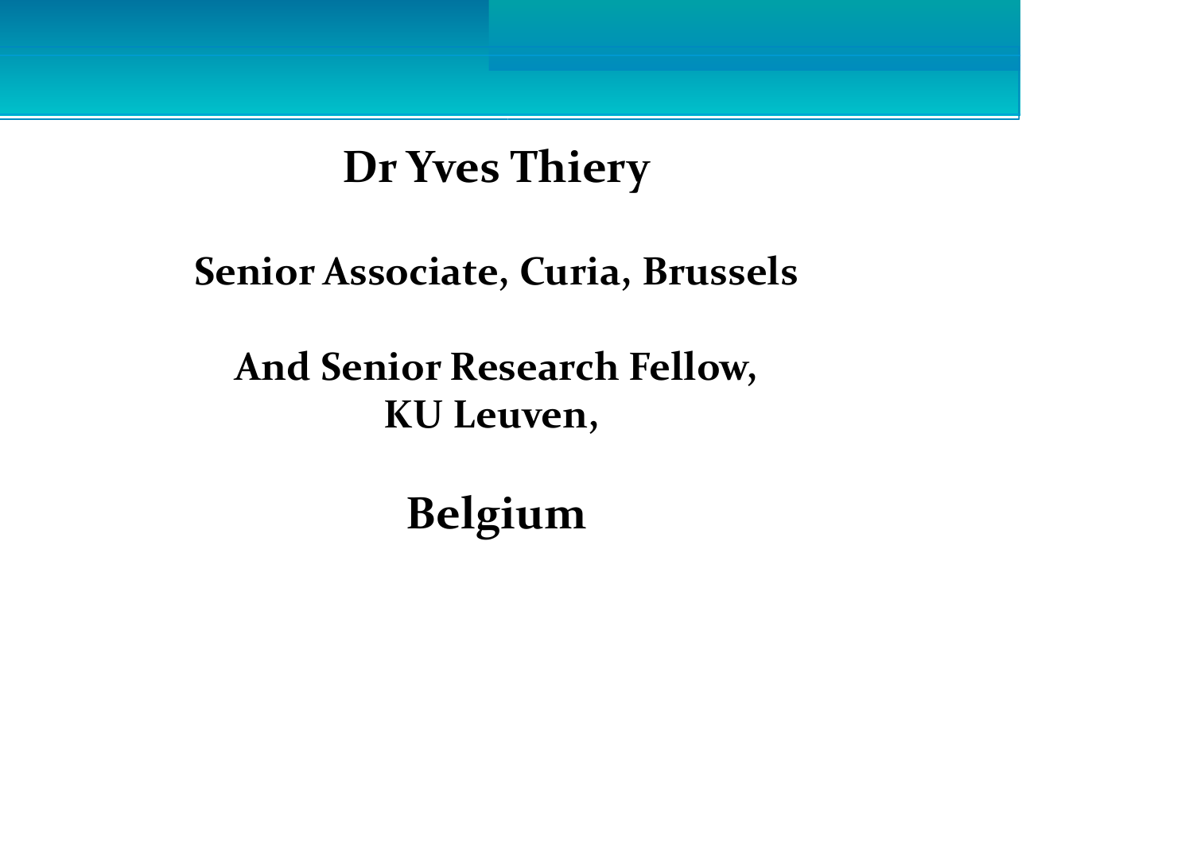# Dr Yves Thiery

**Senior Associate, Curia, Brussels**

**And Senior Research Fellow,**
**KU Leuven,**

## Belgium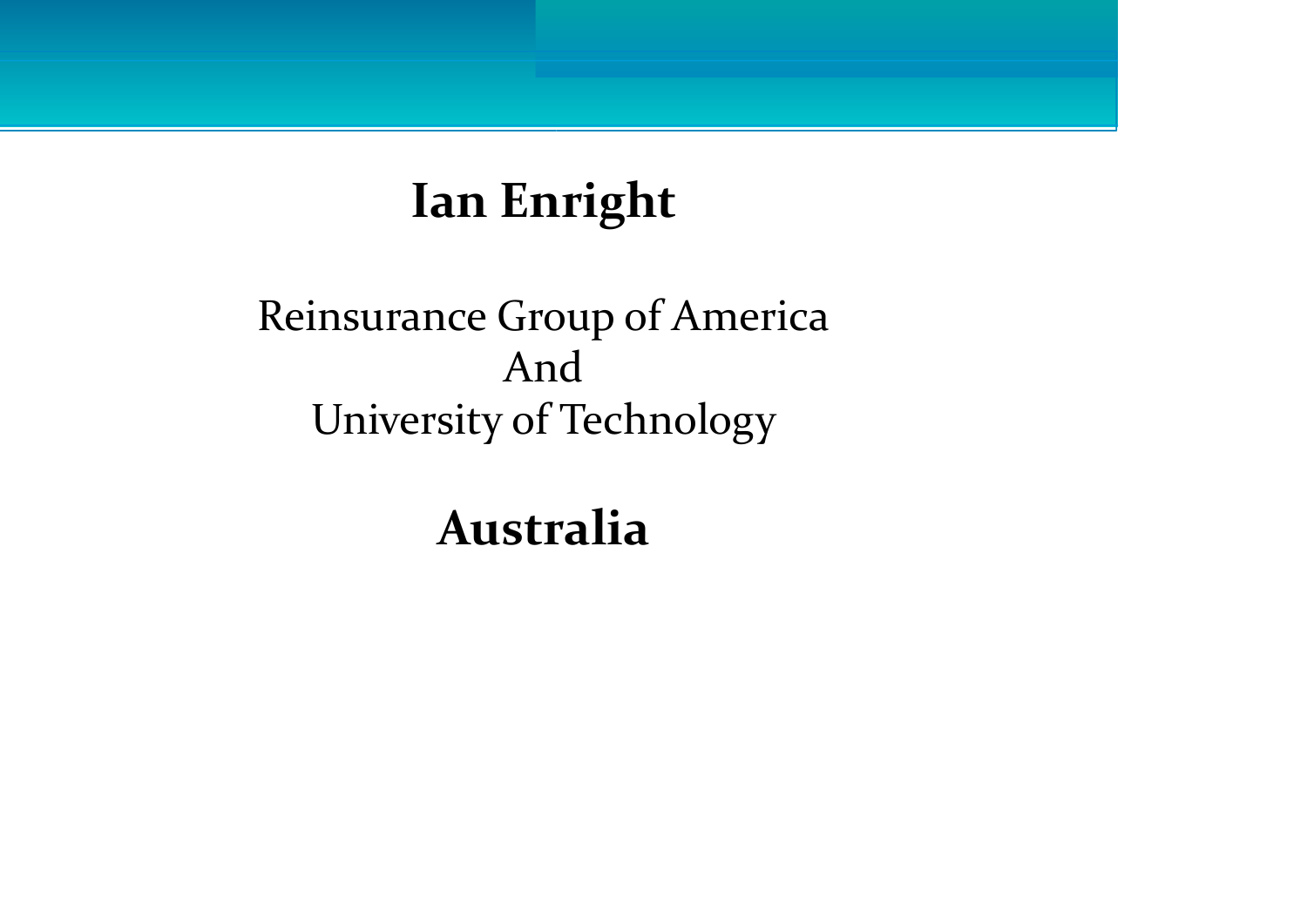**Ian Enright**

Reinsurance Group of America
And
University of Technology

**Australia**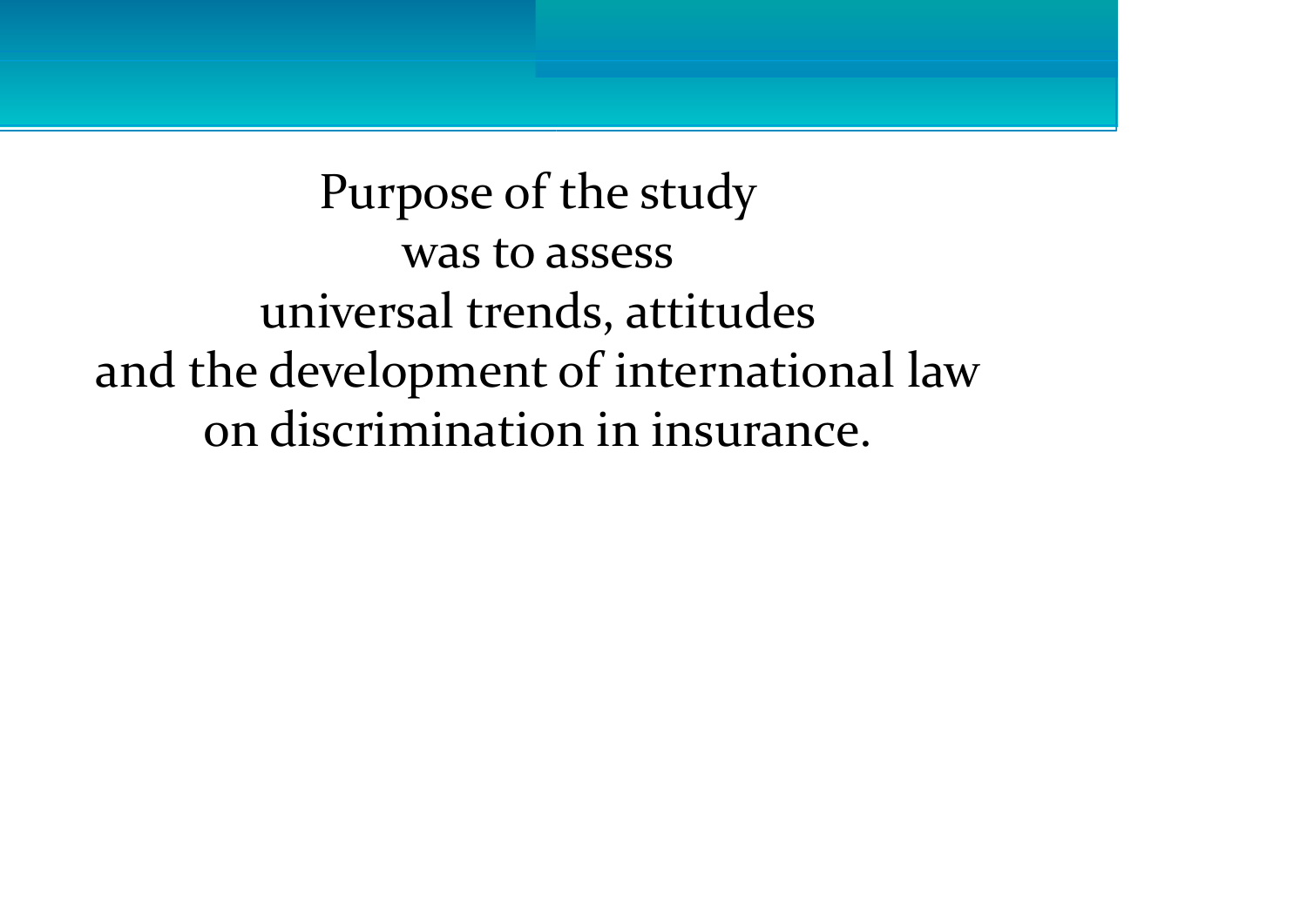Purpose of the study
was to assess
universal trends, attitudes
and the development of international law
on discrimination in insurance.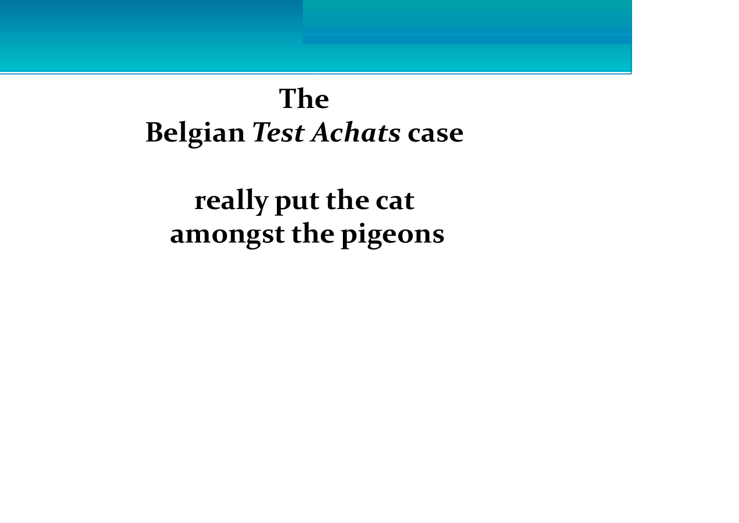**The**
**Belgian *Test Achats* case**

**really put the cat amongst the pigeons**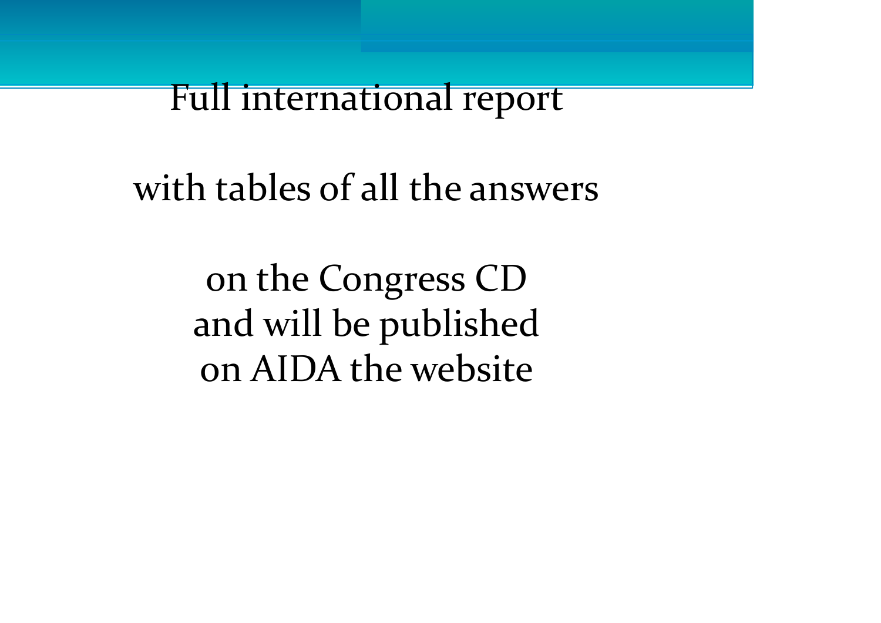Full international report

with tables of all the answers

on the Congress CD
and will be published
on AIDA the website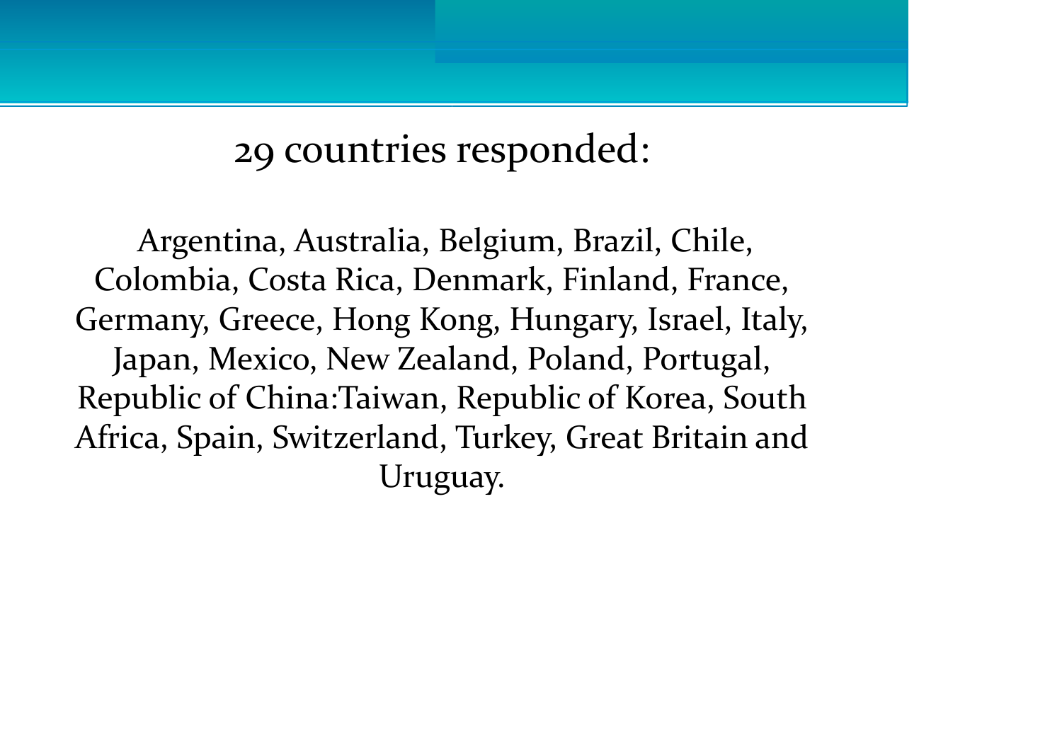## 29 countries responded:

Argentina, Australia, Belgium, Brazil, Chile, Colombia, Costa Rica, Denmark, Finland, France, Germany, Greece, Hong Kong, Hungary, Israel, Italy, Japan, Mexico, New Zealand, Poland, Portugal, Republic of China:Taiwan, Republic of Korea, South Africa, Spain, Switzerland, Turkey, Great Britain and Uruguay.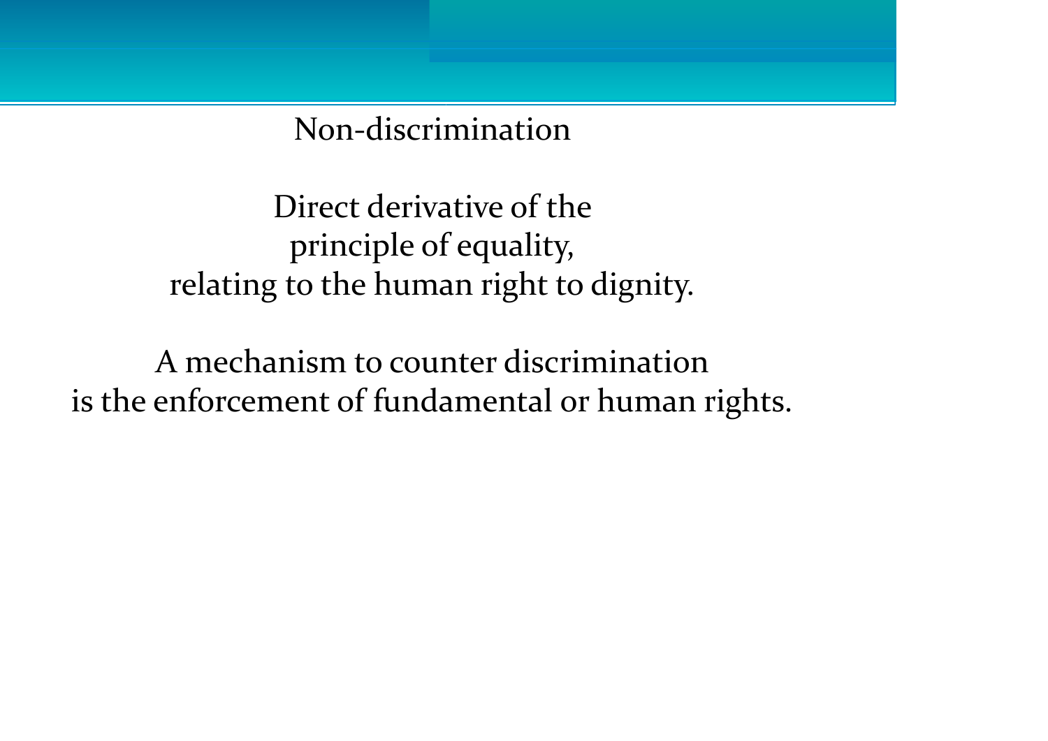# Non-discrimination

Direct derivative of the
principle of equality,
relating to the human right to dignity.

A mechanism to counter discrimination
is the enforcement of fundamental or human rights.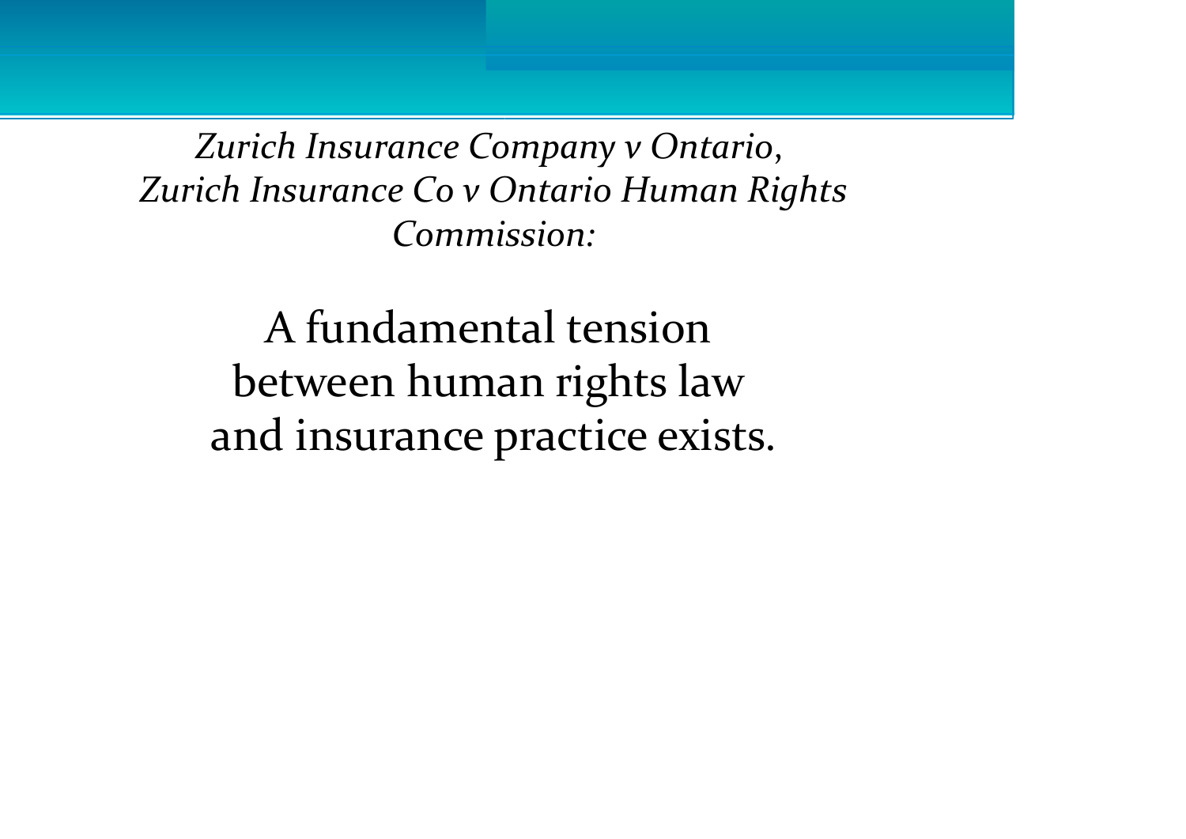*Zurich Insurance Company v Ontario, Zurich Insurance Co v Ontario Human Rights Commission:*

A fundamental tension between human rights law and insurance practice exists.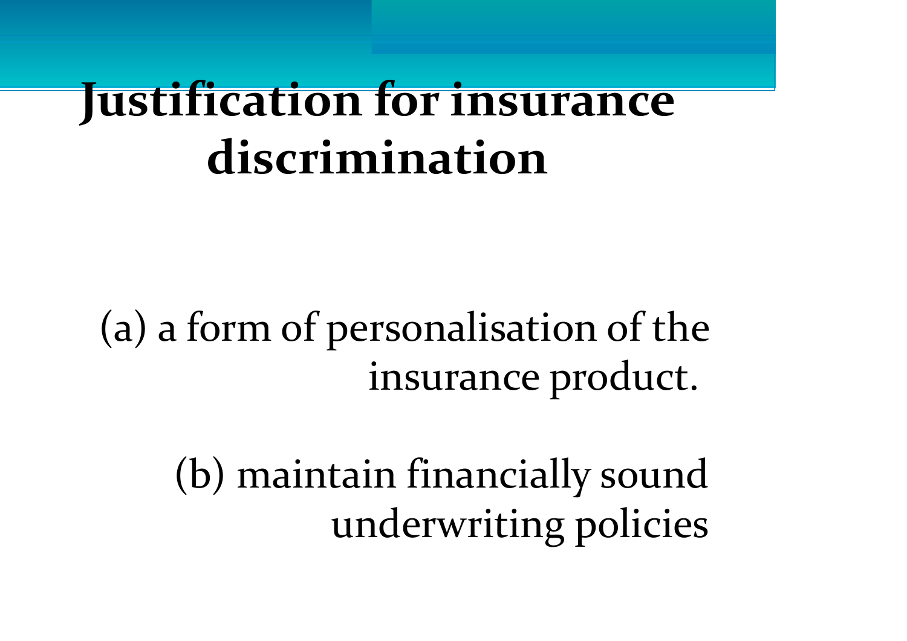# Justification for insurance discrimination

(a) a form of personalisation of the insurance product.

(b) maintain financially sound underwriting policies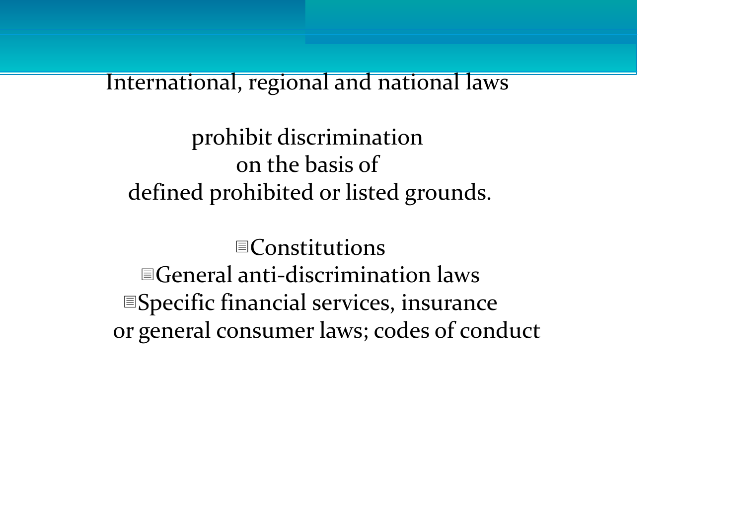International, regional and national laws

prohibit discrimination
on the basis of
defined prohibited or listed grounds.

- Constitutions
- General anti-discrimination laws
- Specific financial services, insurance or general consumer laws; codes of conduct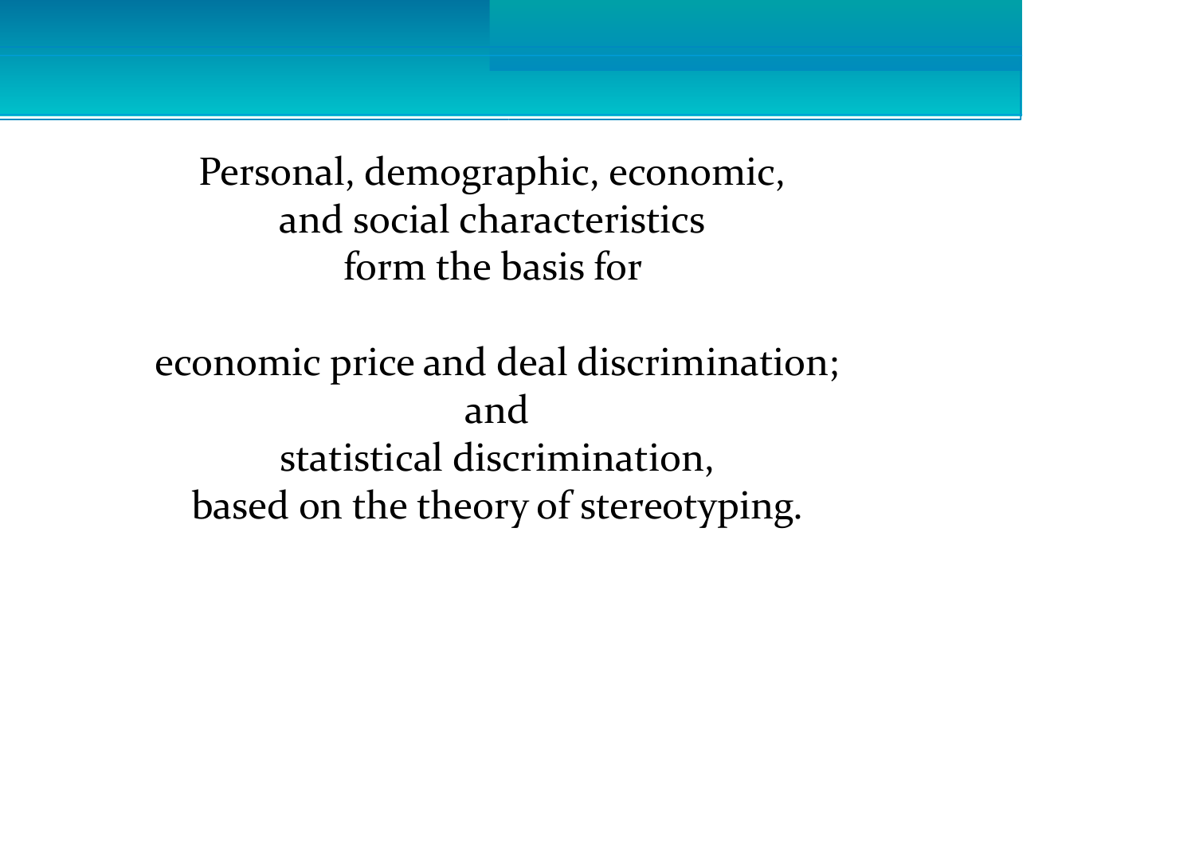Personal, demographic, economic,
and social characteristics
form the basis for

economic price and deal discrimination;
and
statistical discrimination,
based on the theory of stereotyping.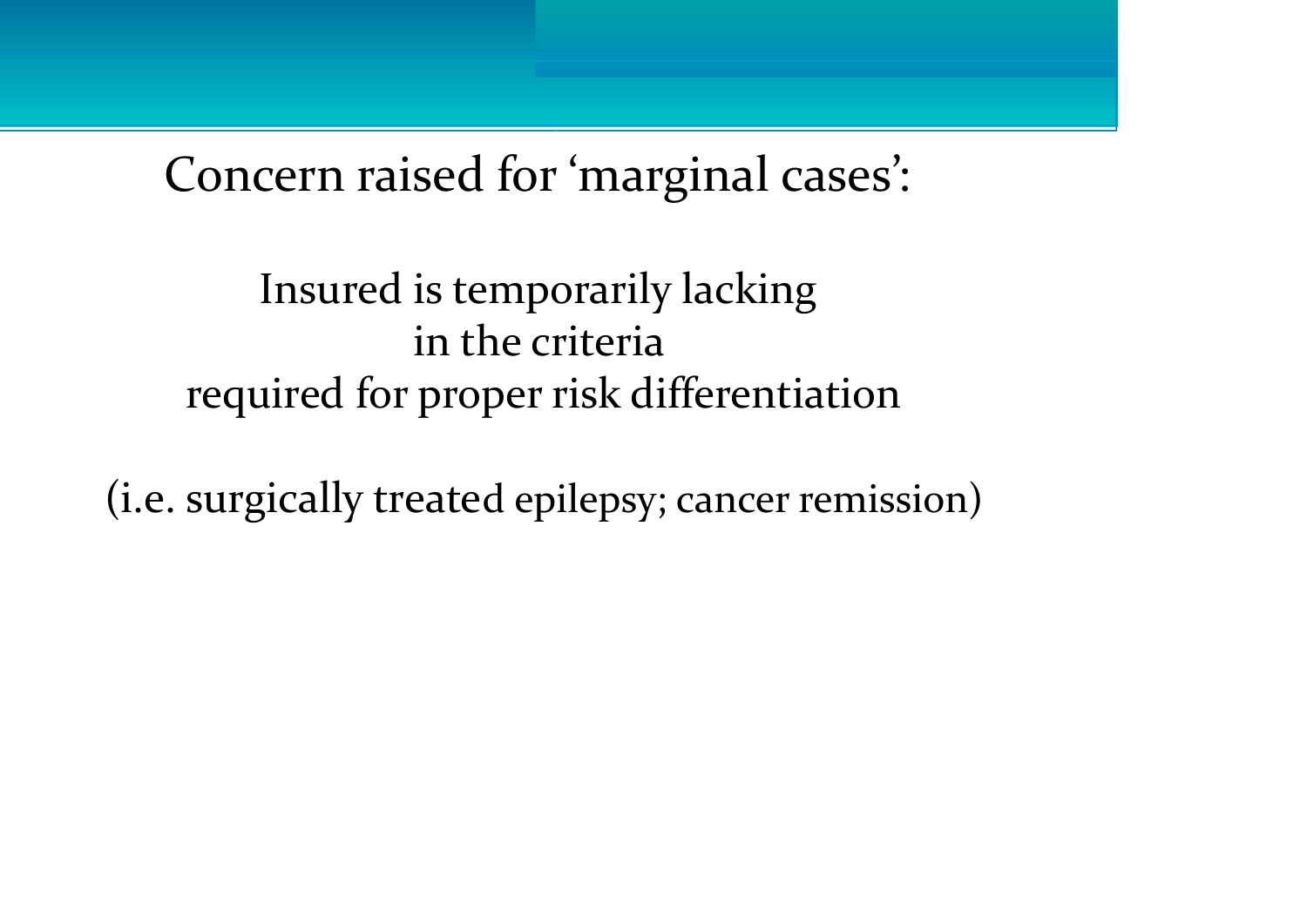## Concern raised for 'marginal cases':

Insured is temporarily lacking
in the criteria
required for proper risk differentiation

(i.e. surgically treated epilepsy; cancer remission)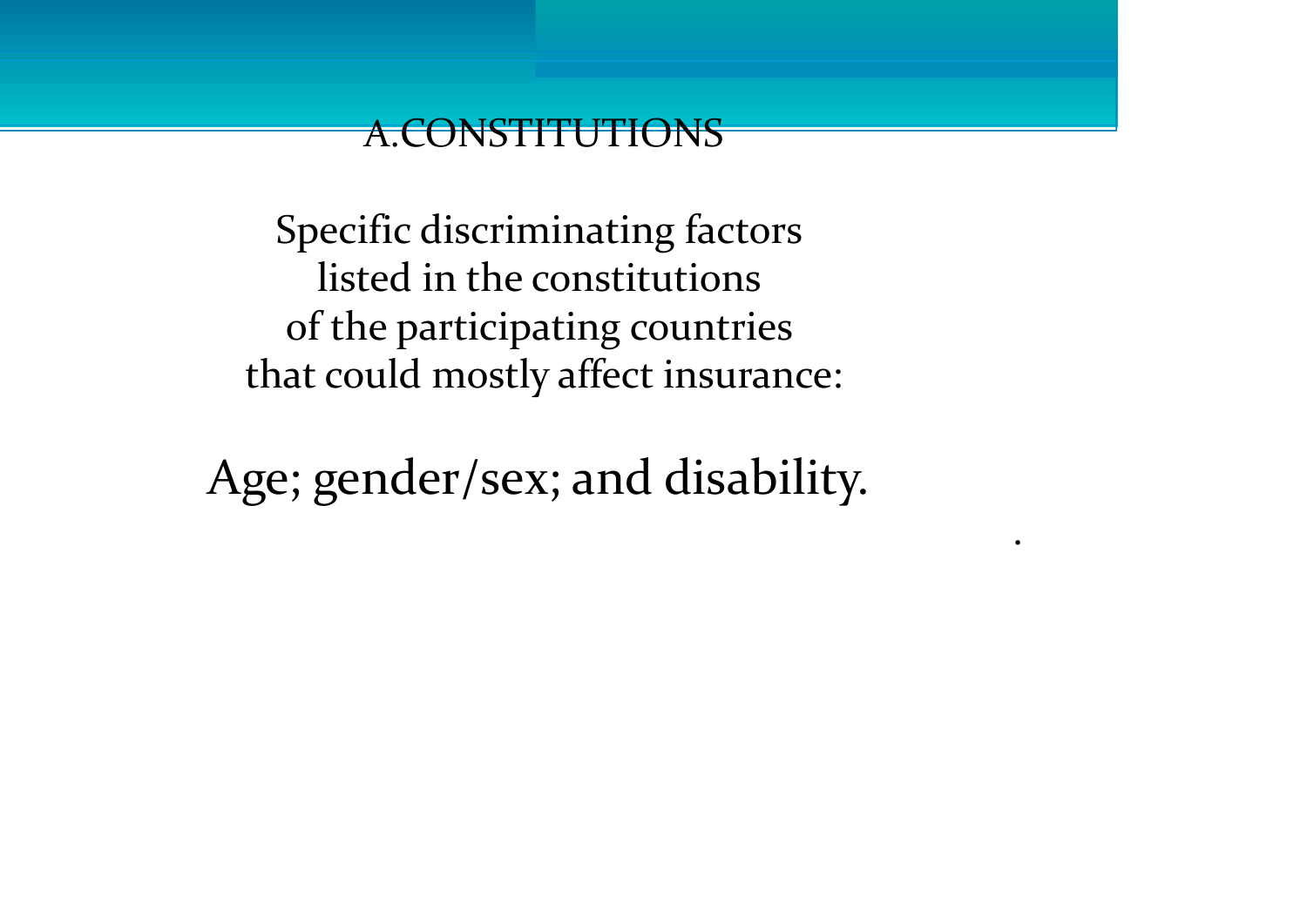# A.CONSTITUTIONS

Specific discriminating factors listed in the constitutions of the participating countries that could mostly affect insurance:

Age; gender/sex; and disability.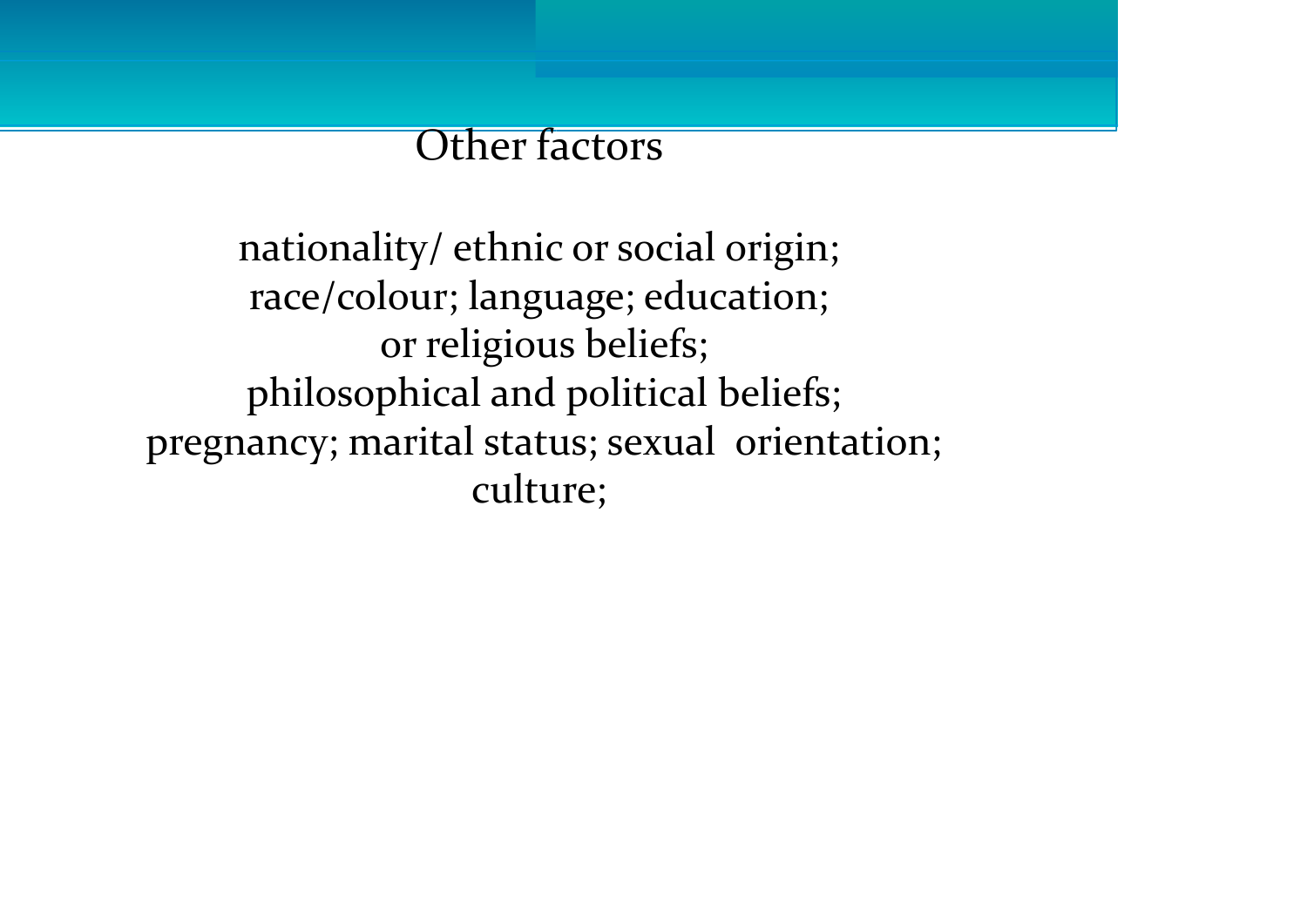## Other factors

nationality/ ethnic or social origin;
race/colour; language; education;
or religious beliefs;
philosophical and political beliefs;
pregnancy; marital status; sexual orientation;
culture;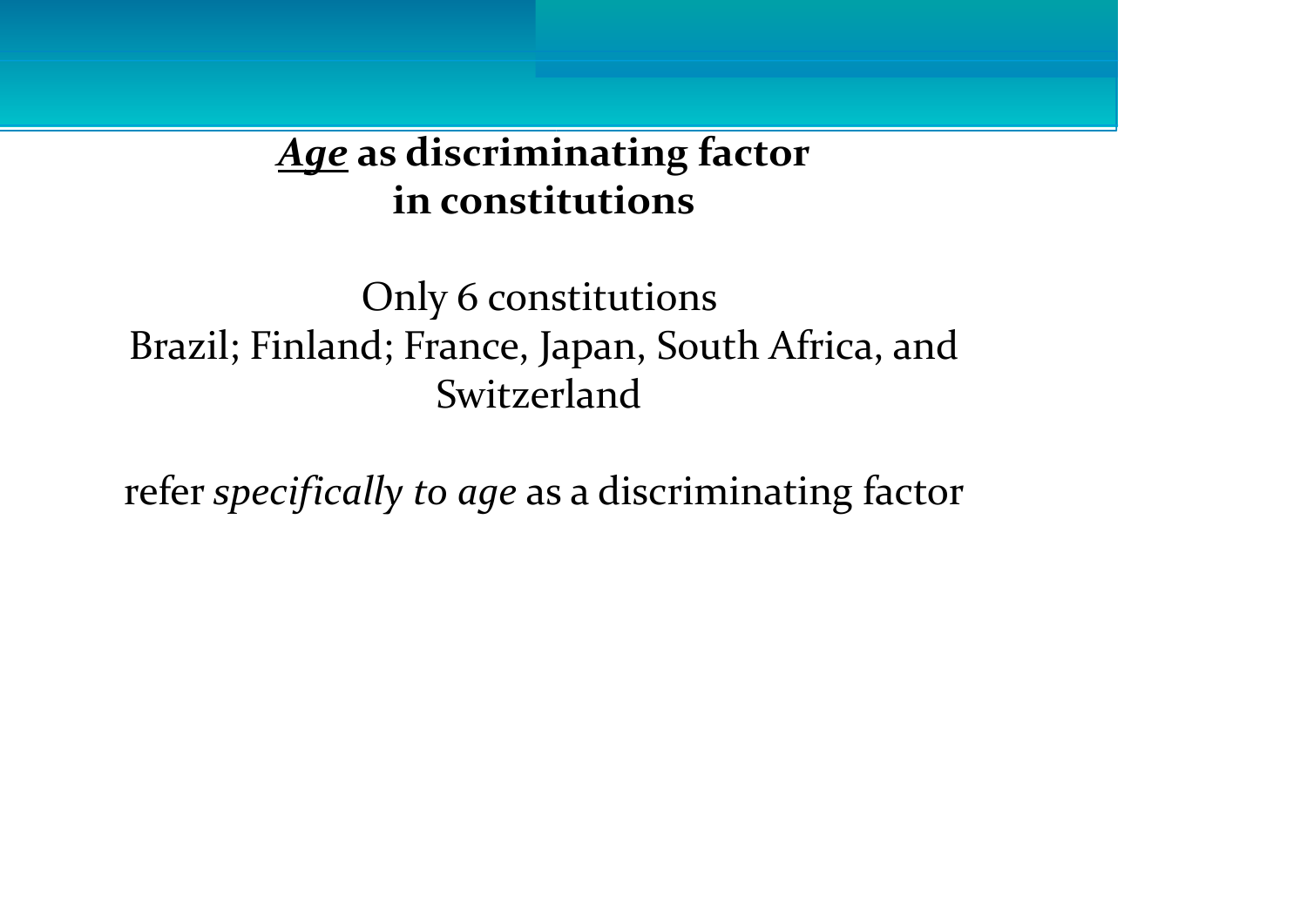## ***Age*** **as discriminating factor in constitutions**

Only 6 constitutions
Brazil; Finland; France, Japan, South Africa, and Switzerland

refer *specifically to age* as a discriminating factor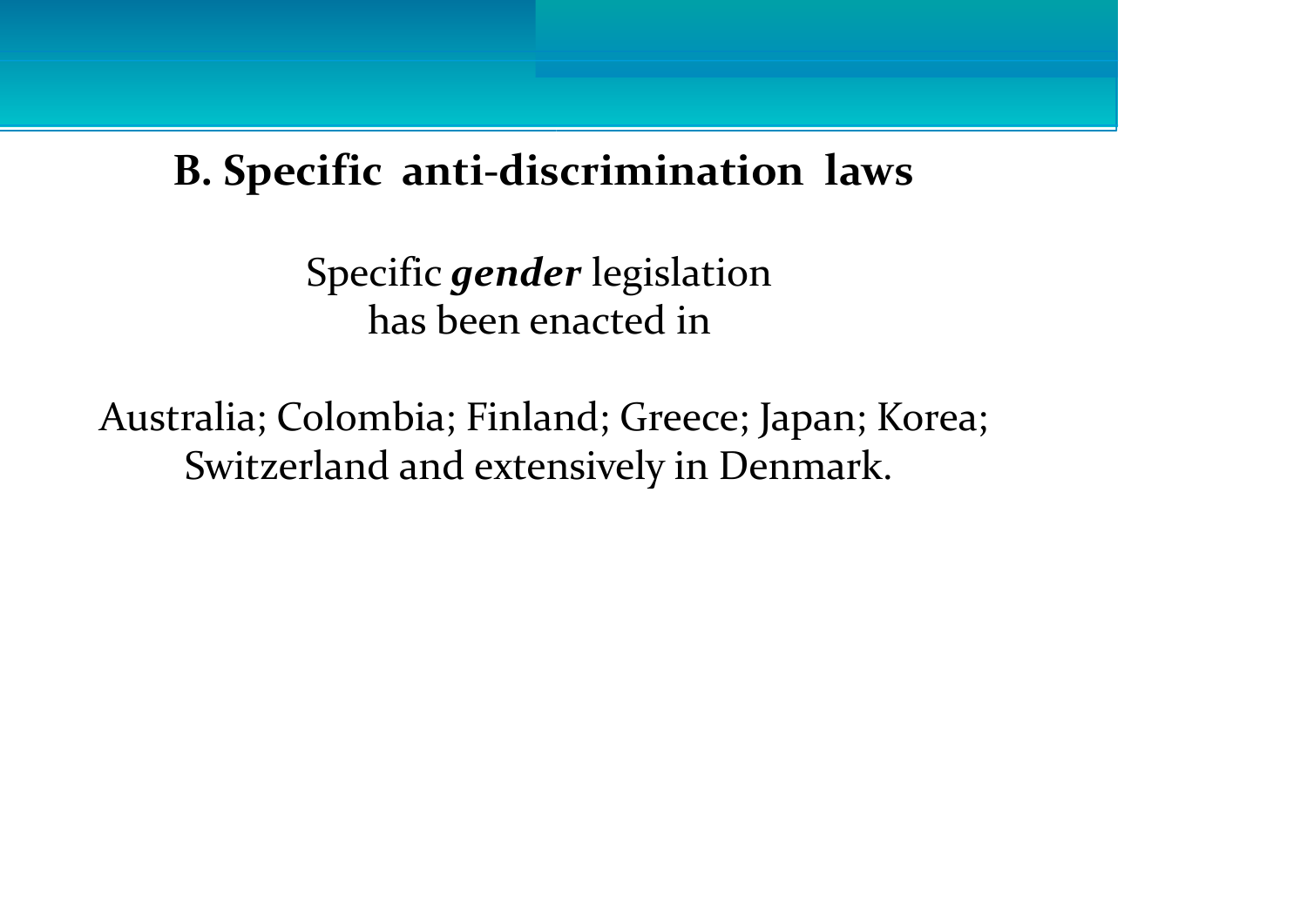## B. Specific anti-discrimination laws

Specific ***gender*** legislation has been enacted in

Australia; Colombia; Finland; Greece; Japan; Korea; Switzerland and extensively in Denmark.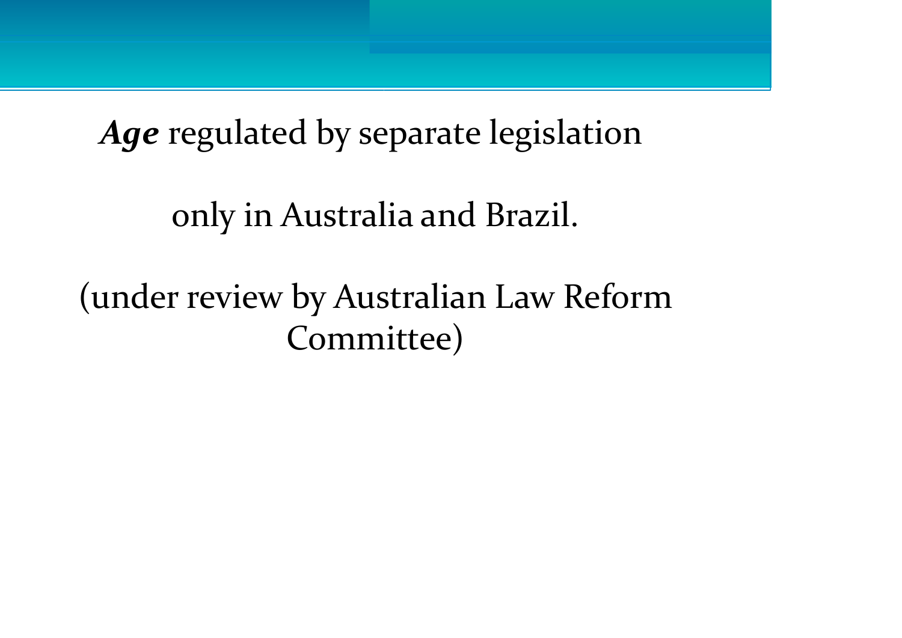***Age*** regulated by separate legislation

only in Australia and Brazil.

(under review by Australian Law Reform Committee)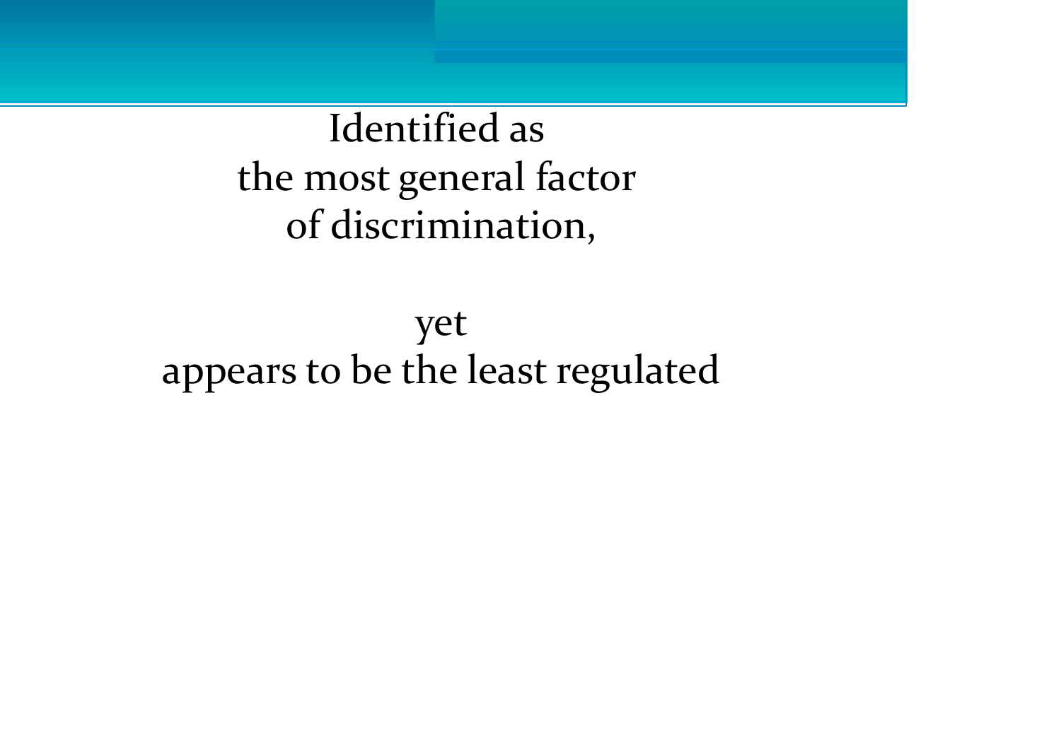Identified as
the most general factor
of discrimination,

yet
appears to be the least regulated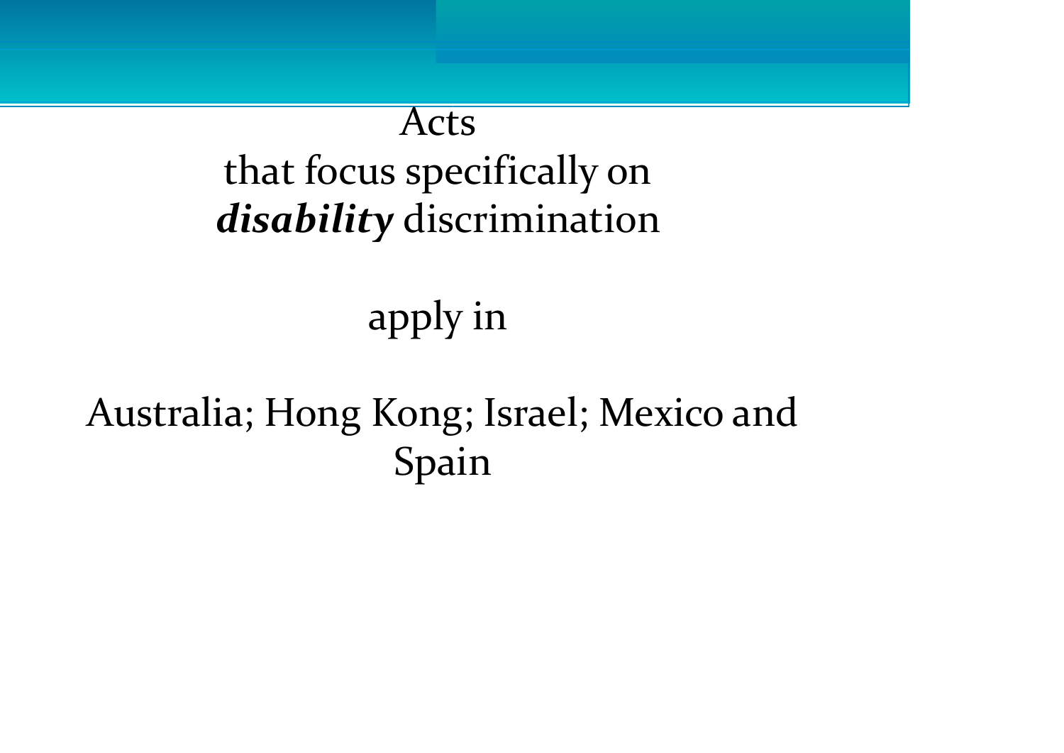Acts
that focus specifically on
***disability*** discrimination

apply in

Australia; Hong Kong; Israel; Mexico and Spain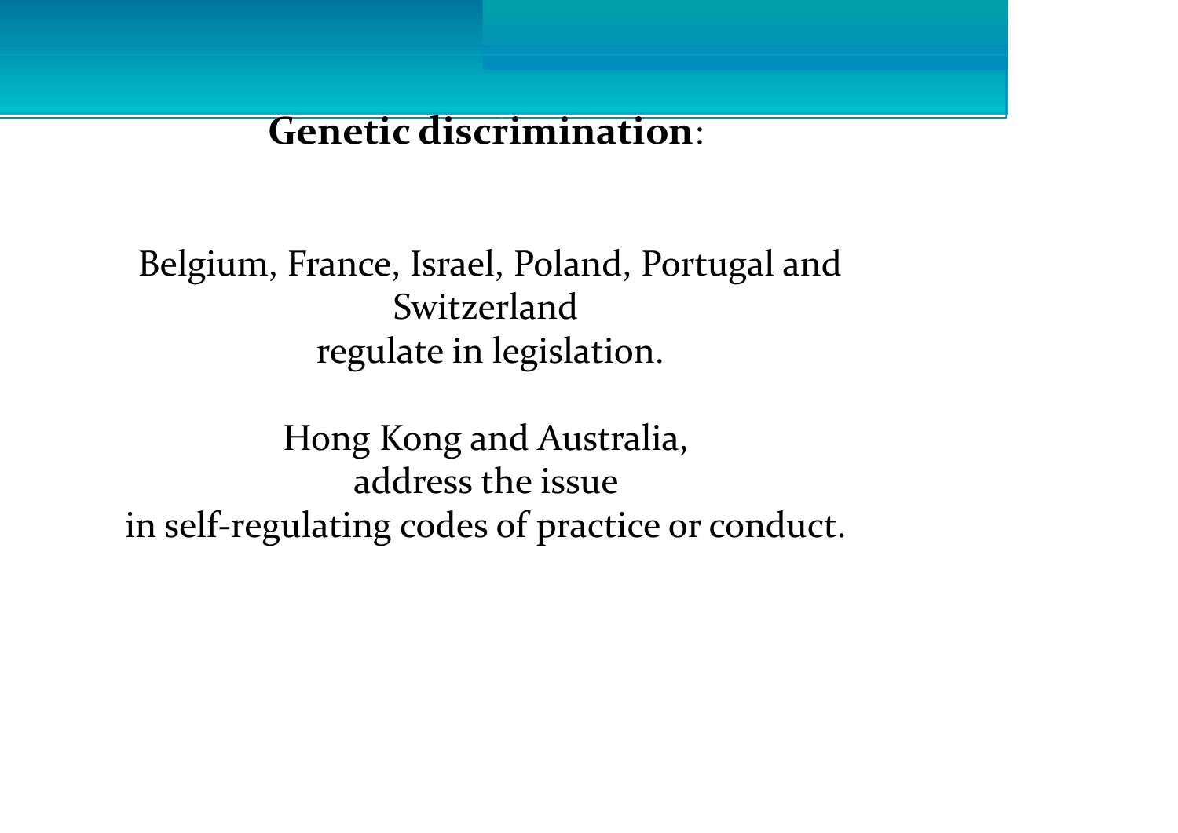**Genetic discrimination**:

Belgium, France, Israel, Poland, Portugal and Switzerland
regulate in legislation.

Hong Kong and Australia,
address the issue
in self-regulating codes of practice or conduct.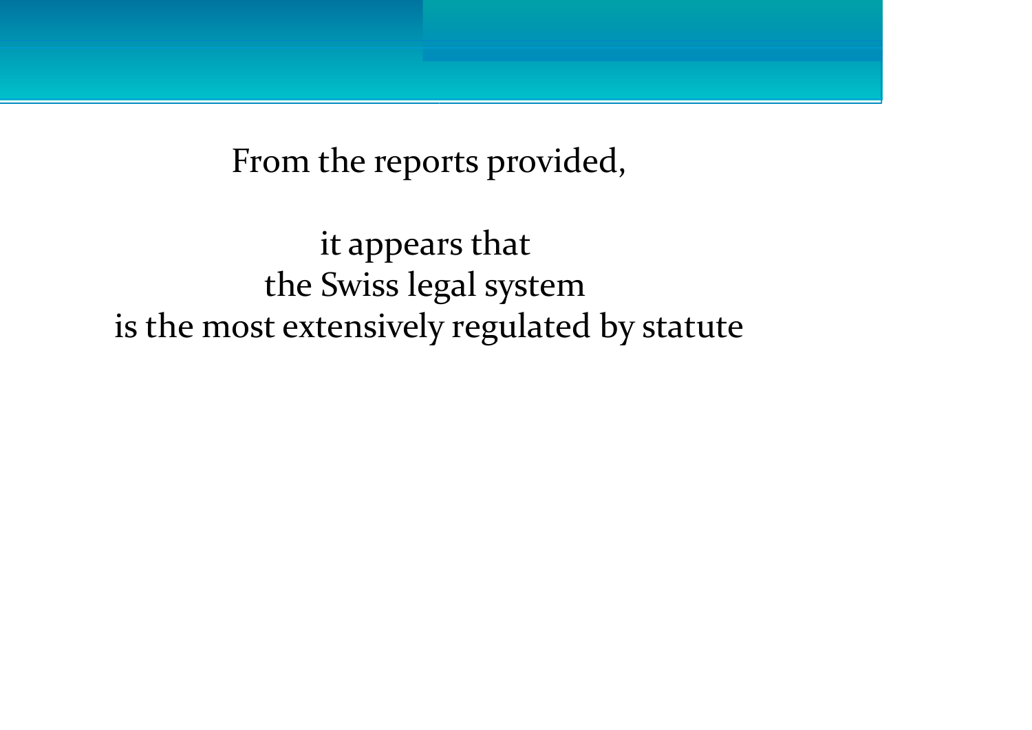From the reports provided,

it appears that
the Swiss legal system
is the most extensively regulated by statute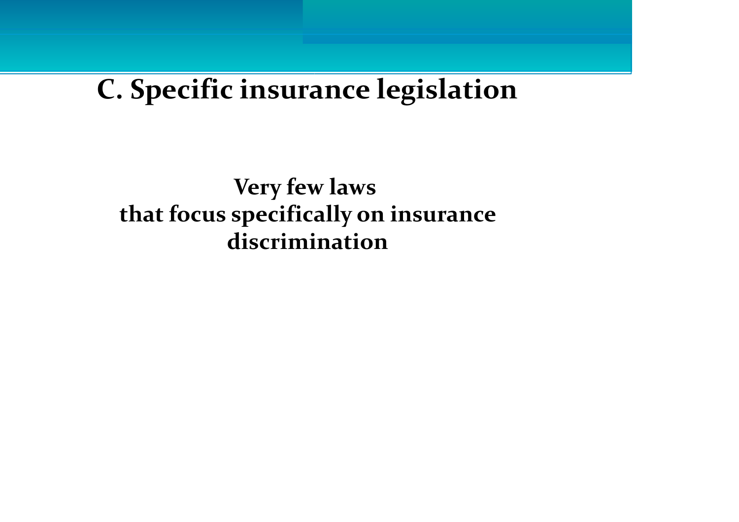## C. Specific insurance legislation

**Very few laws that focus specifically on insurance discrimination**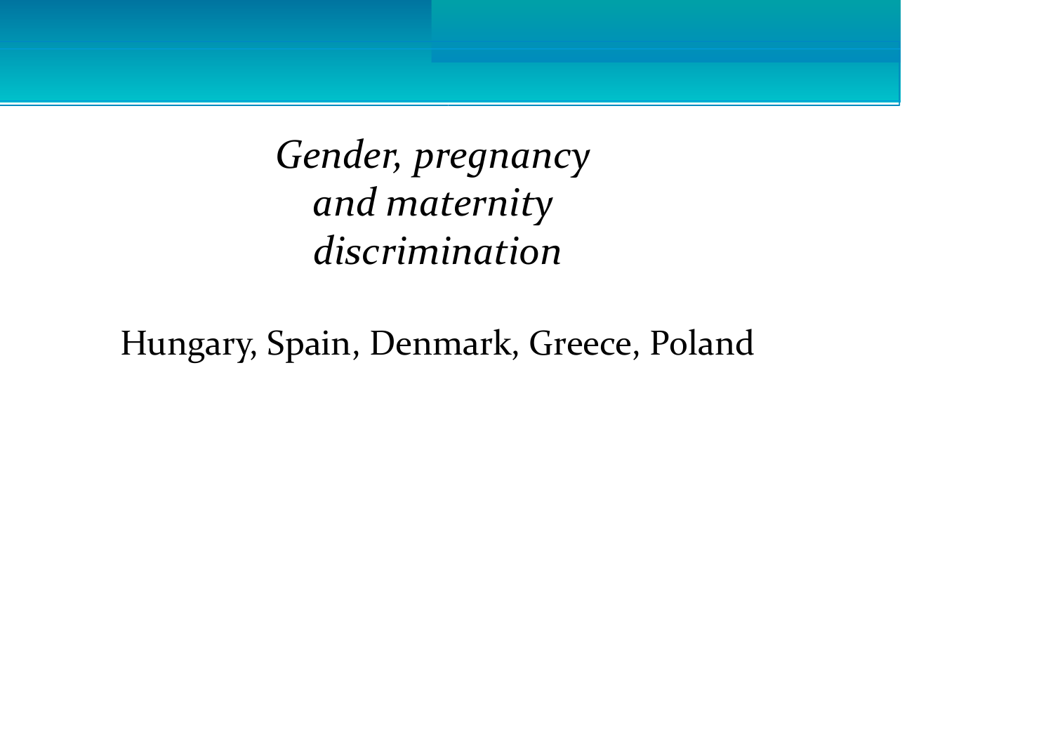# *Gender, pregnancy and maternity discrimination*

Hungary, Spain, Denmark, Greece, Poland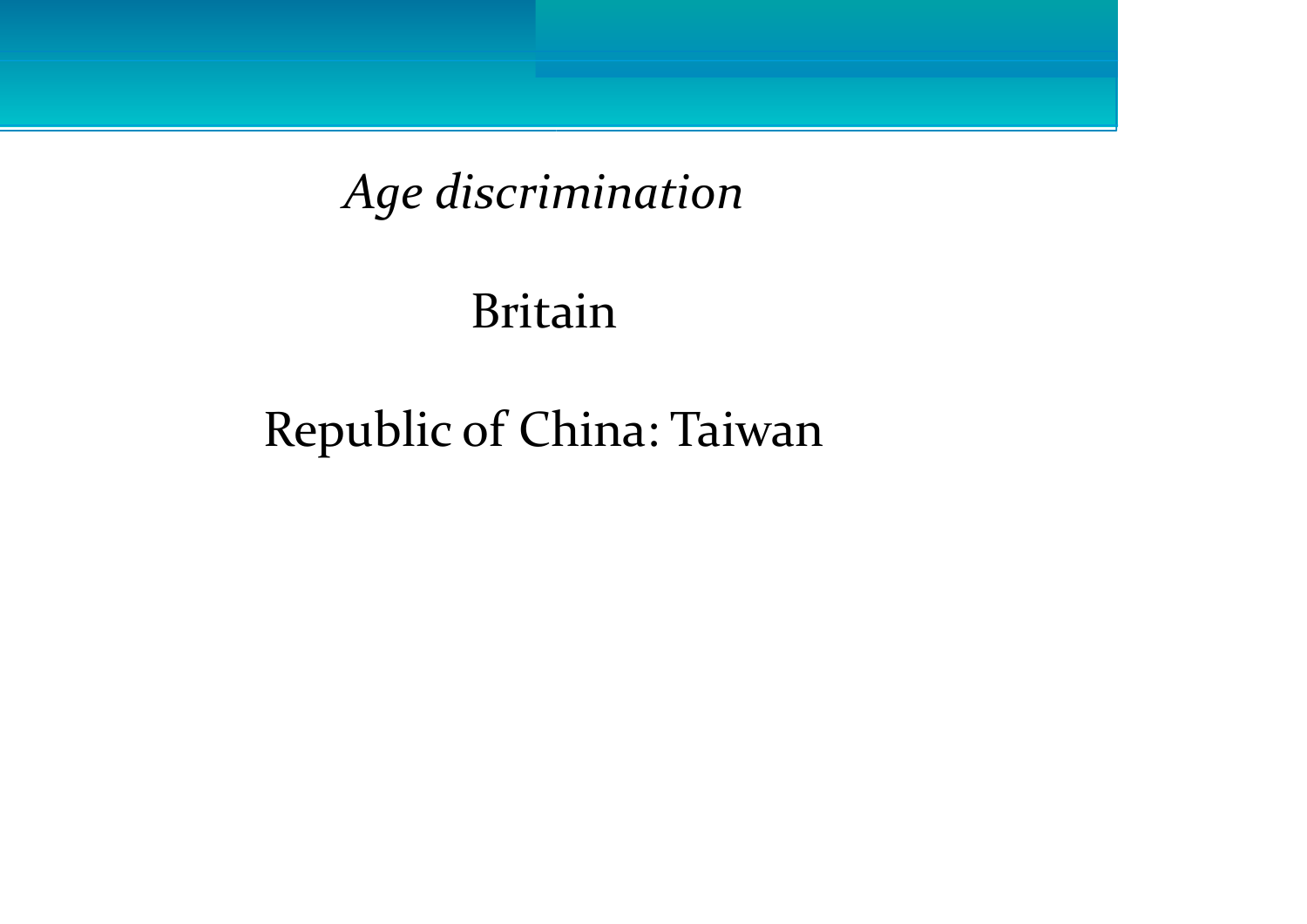*Age discrimination*

Britain

Republic of China: Taiwan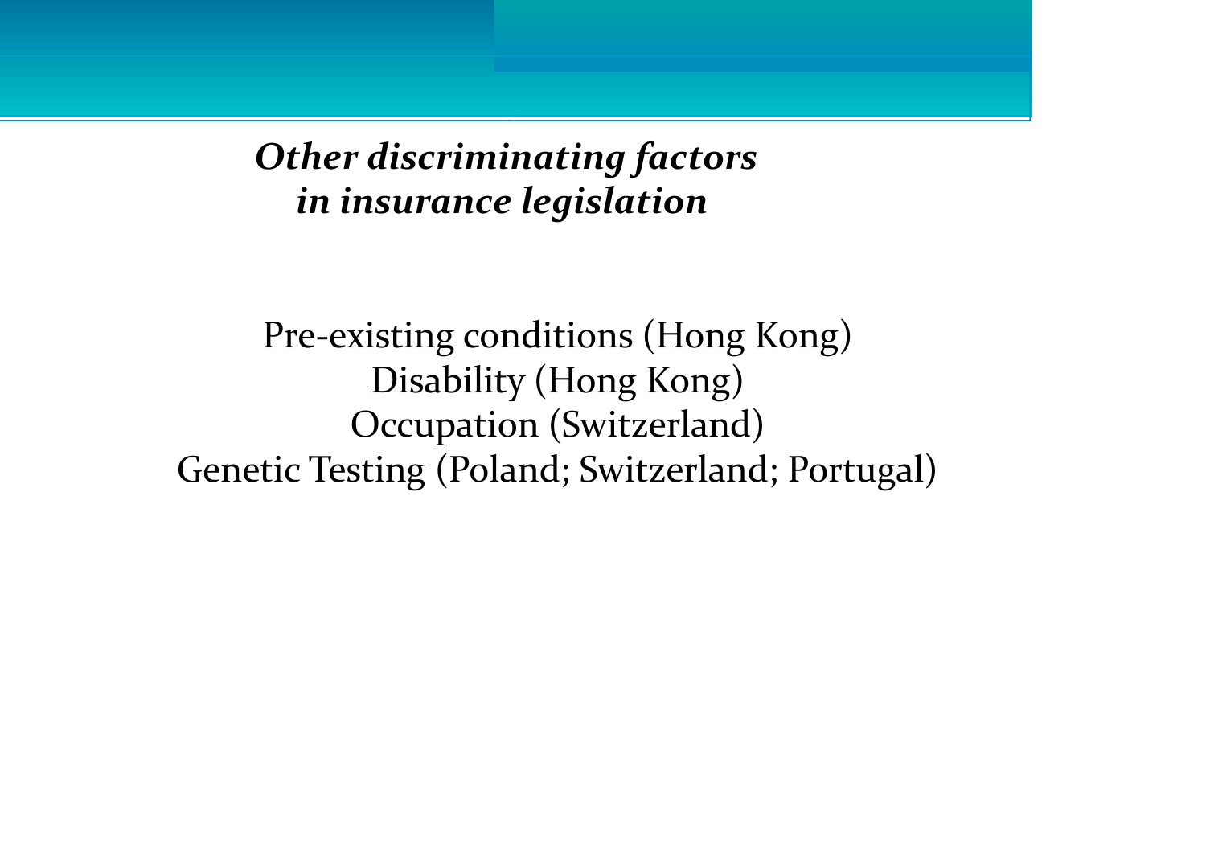## *Other discriminating factors in insurance legislation*

Pre-existing conditions (Hong Kong)
Disability (Hong Kong)
Occupation (Switzerland)
Genetic Testing (Poland; Switzerland; Portugal)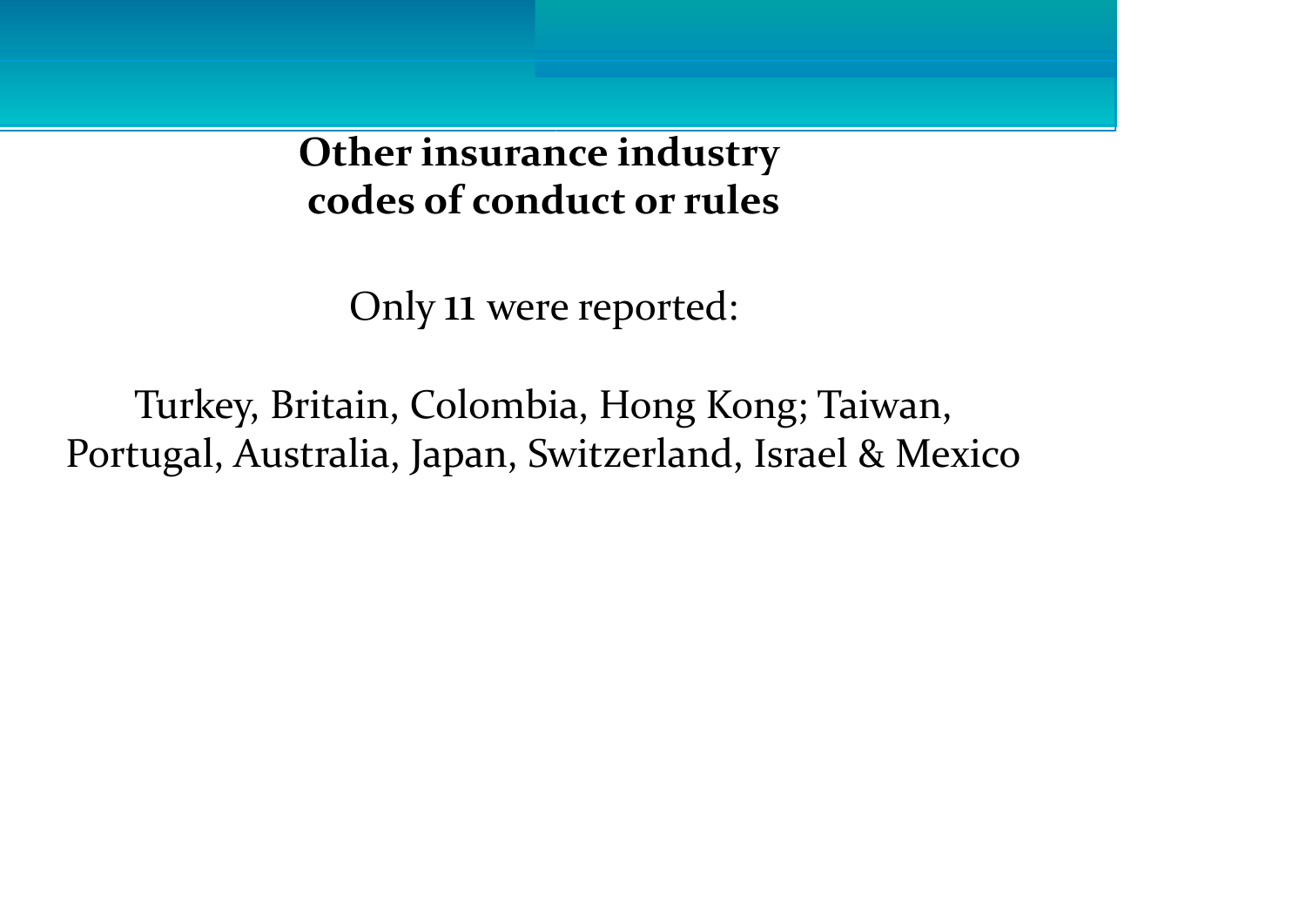## Other insurance industry codes of conduct or rules

Only 11 were reported:

Turkey, Britain, Colombia, Hong Kong; Taiwan, Portugal, Australia, Japan, Switzerland, Israel & Mexico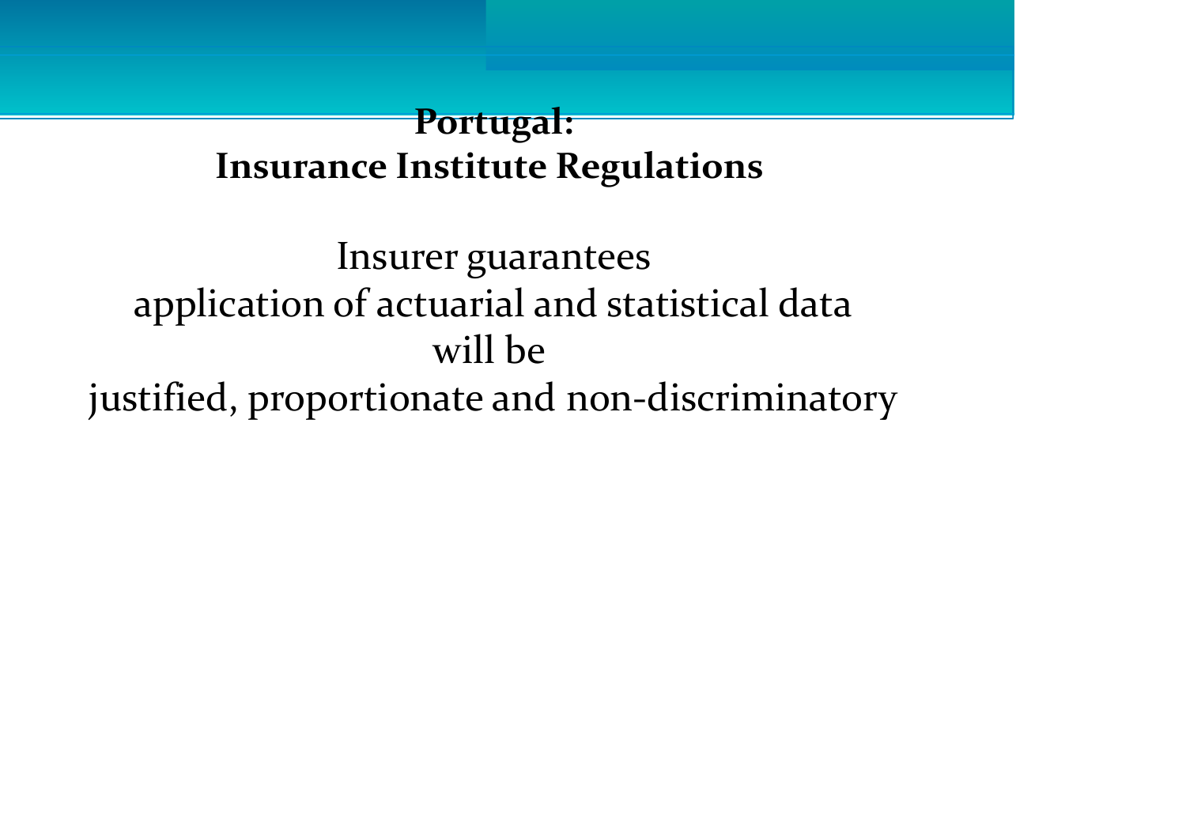## Portugal:
## Insurance Institute Regulations

Insurer guarantees
application of actuarial and statistical data
will be
justified, proportionate and non-discriminatory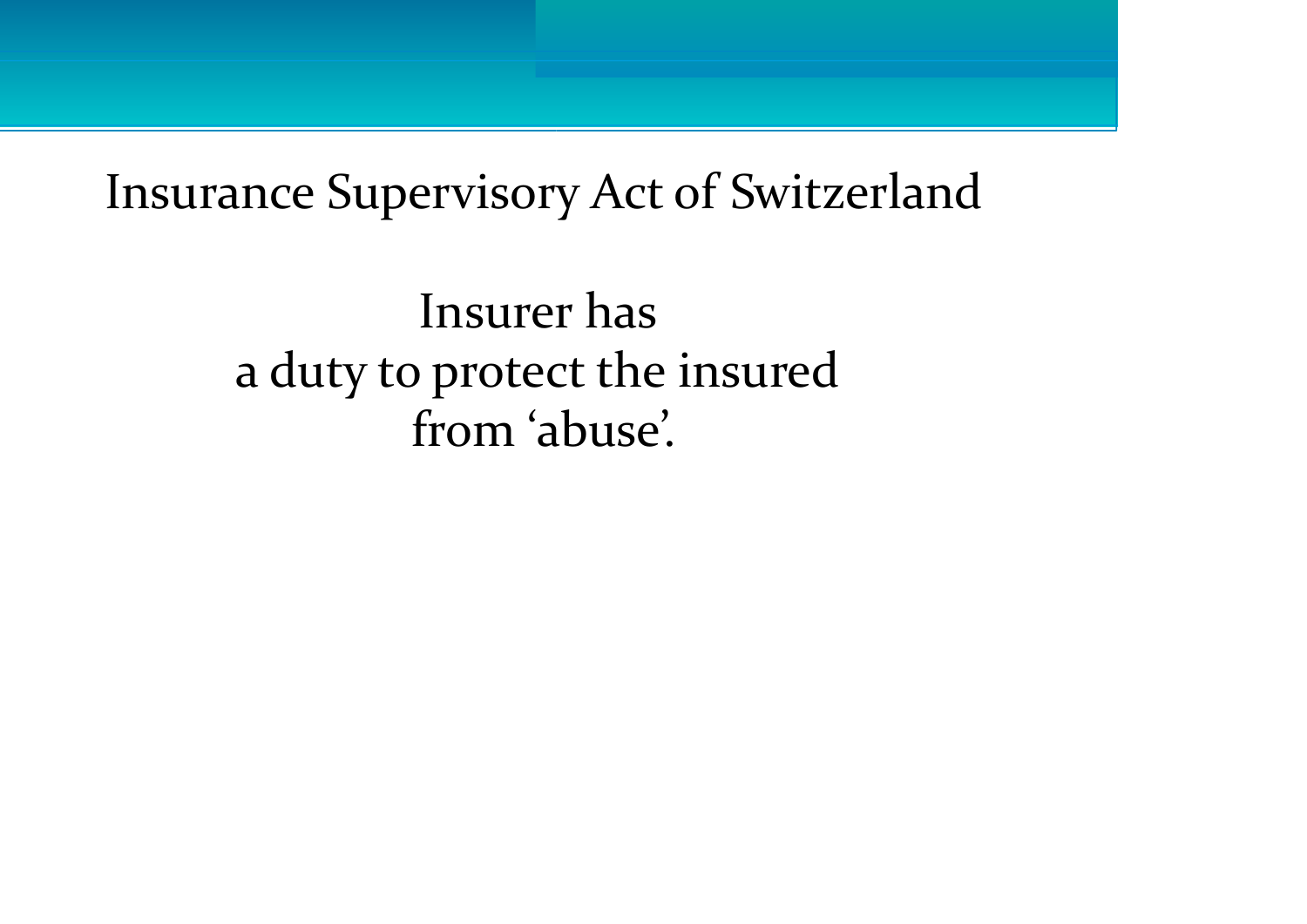# Insurance Supervisory Act of Switzerland

Insurer has
a duty to protect the insured
from ‘abuse’.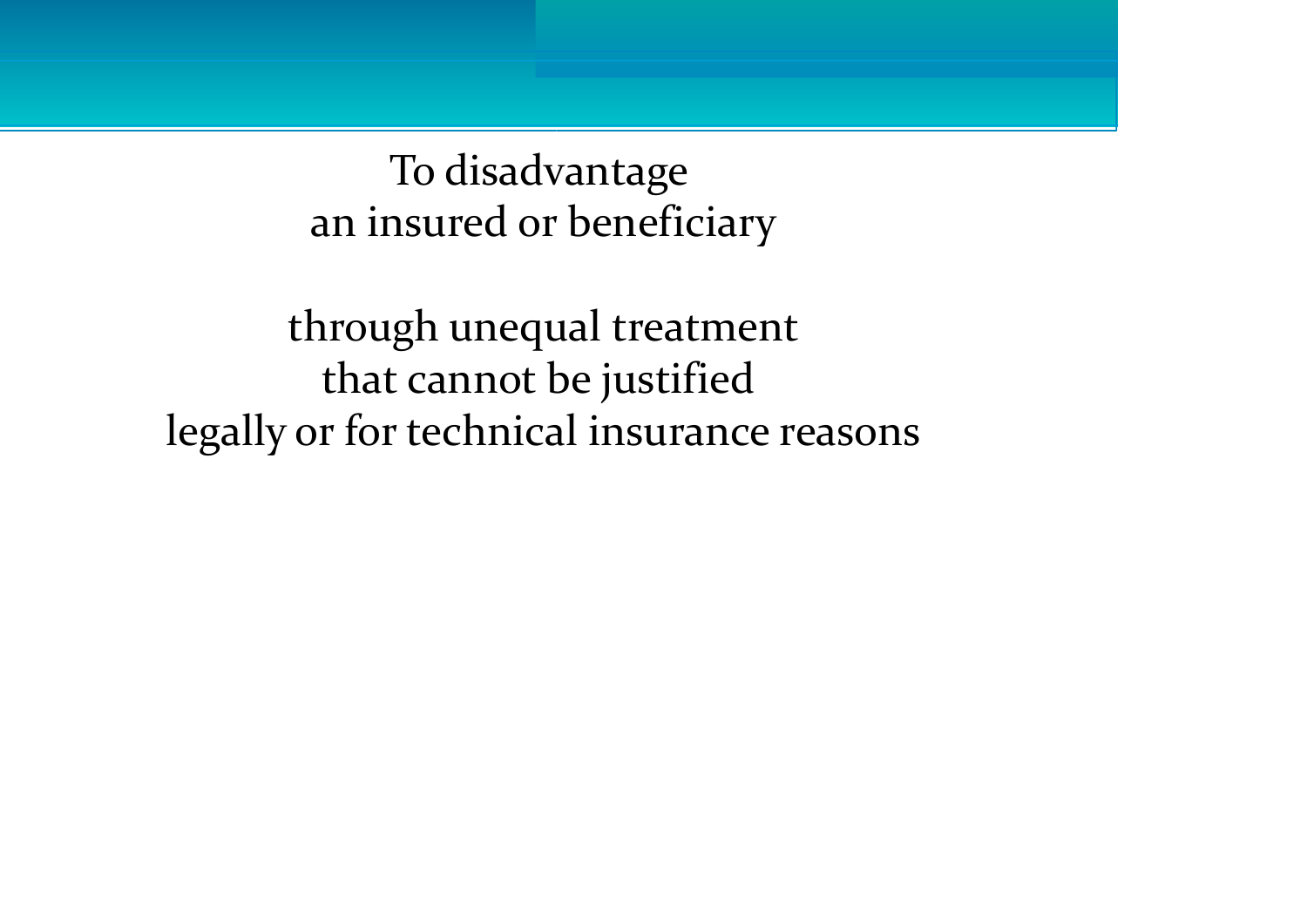To disadvantage
an insured or beneficiary

through unequal treatment
that cannot be justified
legally or for technical insurance reasons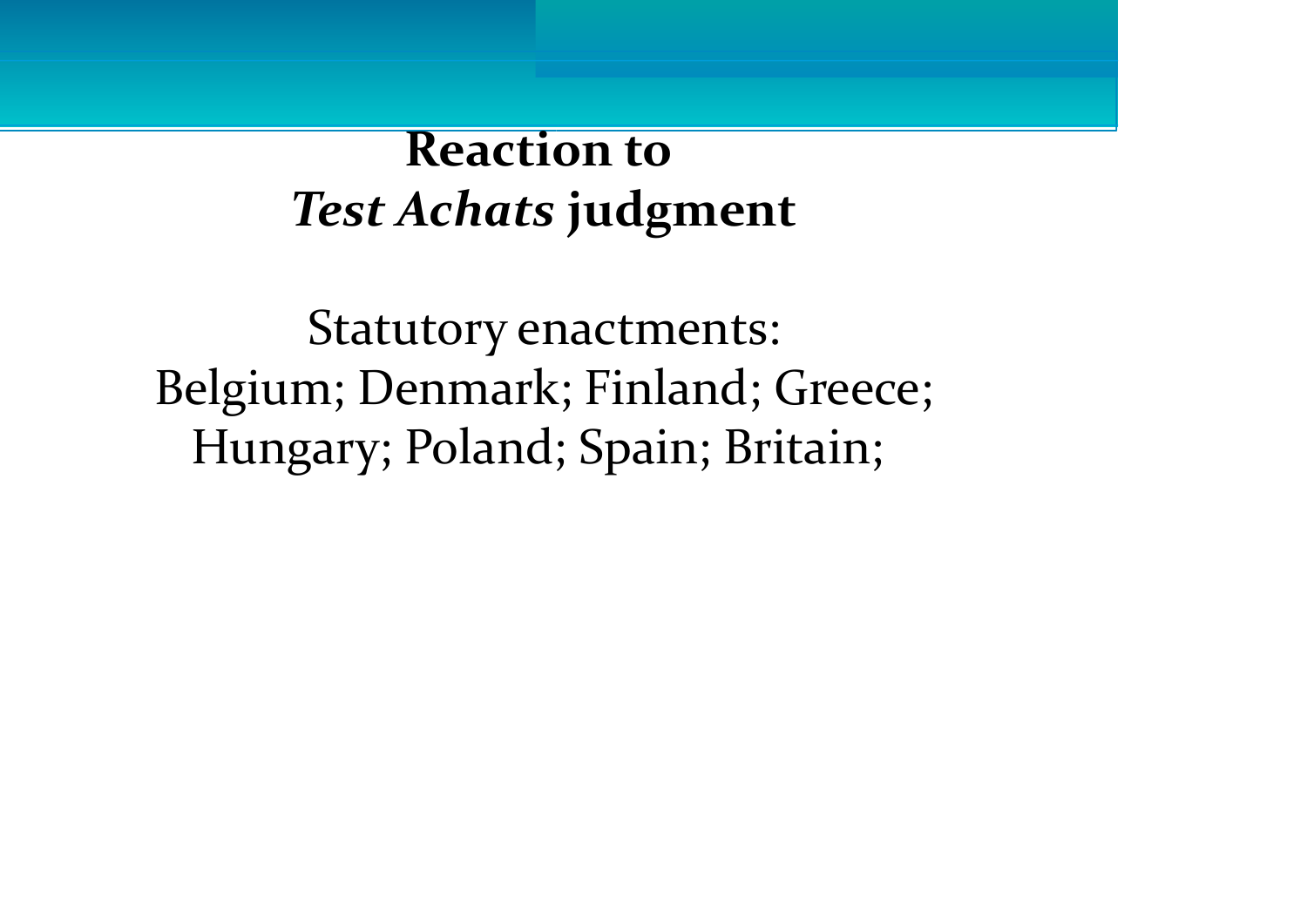# Reaction to *Test Achats* judgment

Statutory enactments:
Belgium; Denmark; Finland; Greece;
Hungary; Poland; Spain; Britain;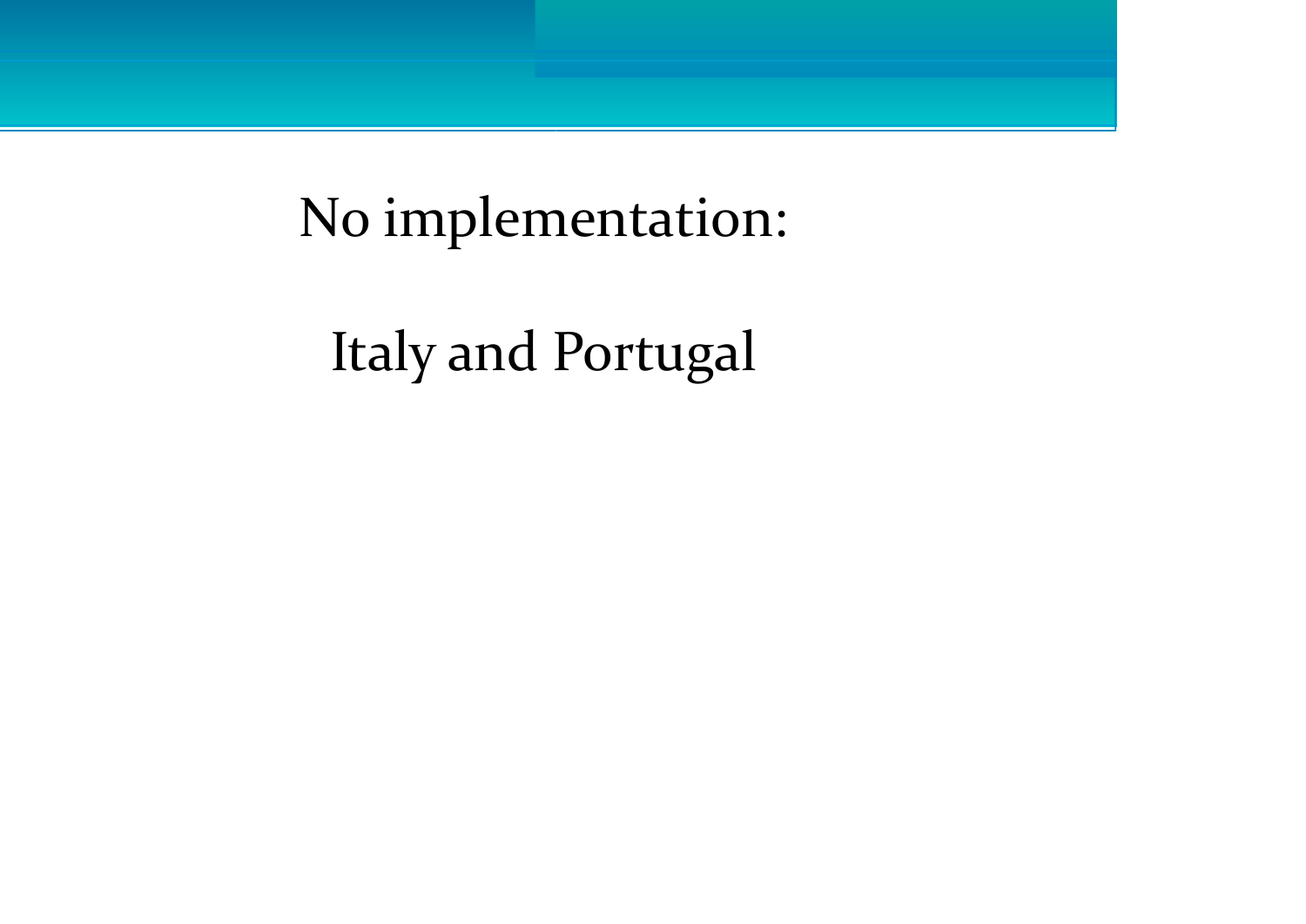No implementation:

Italy and Portugal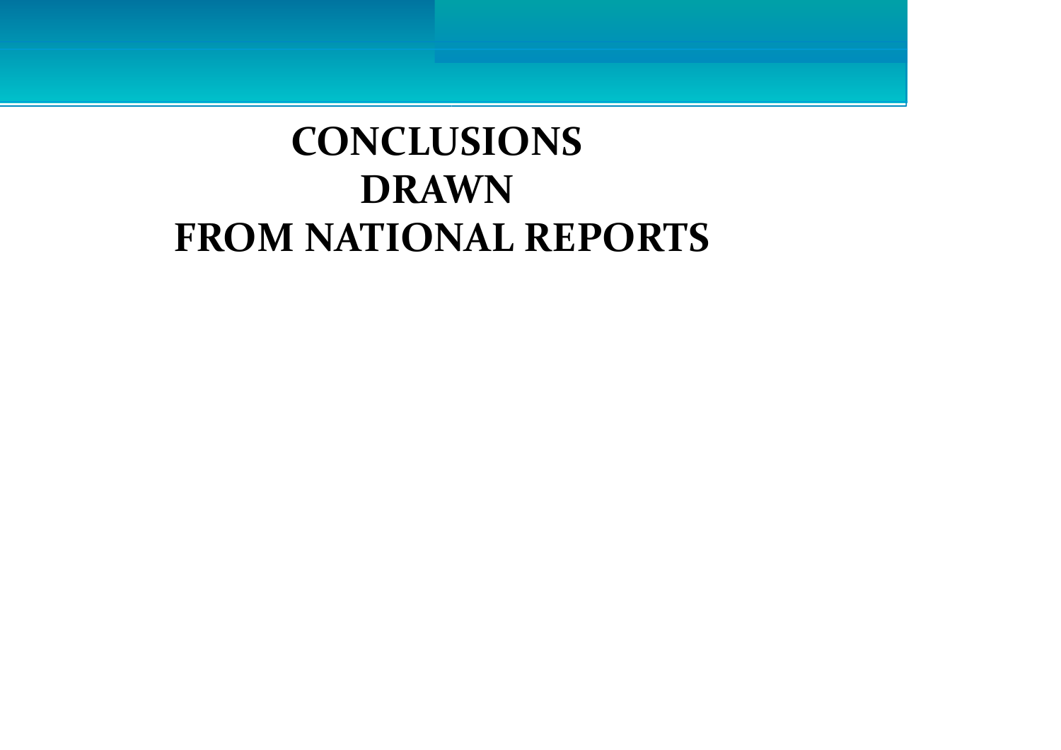# CONCLUSIONS DRAWN FROM NATIONAL REPORTS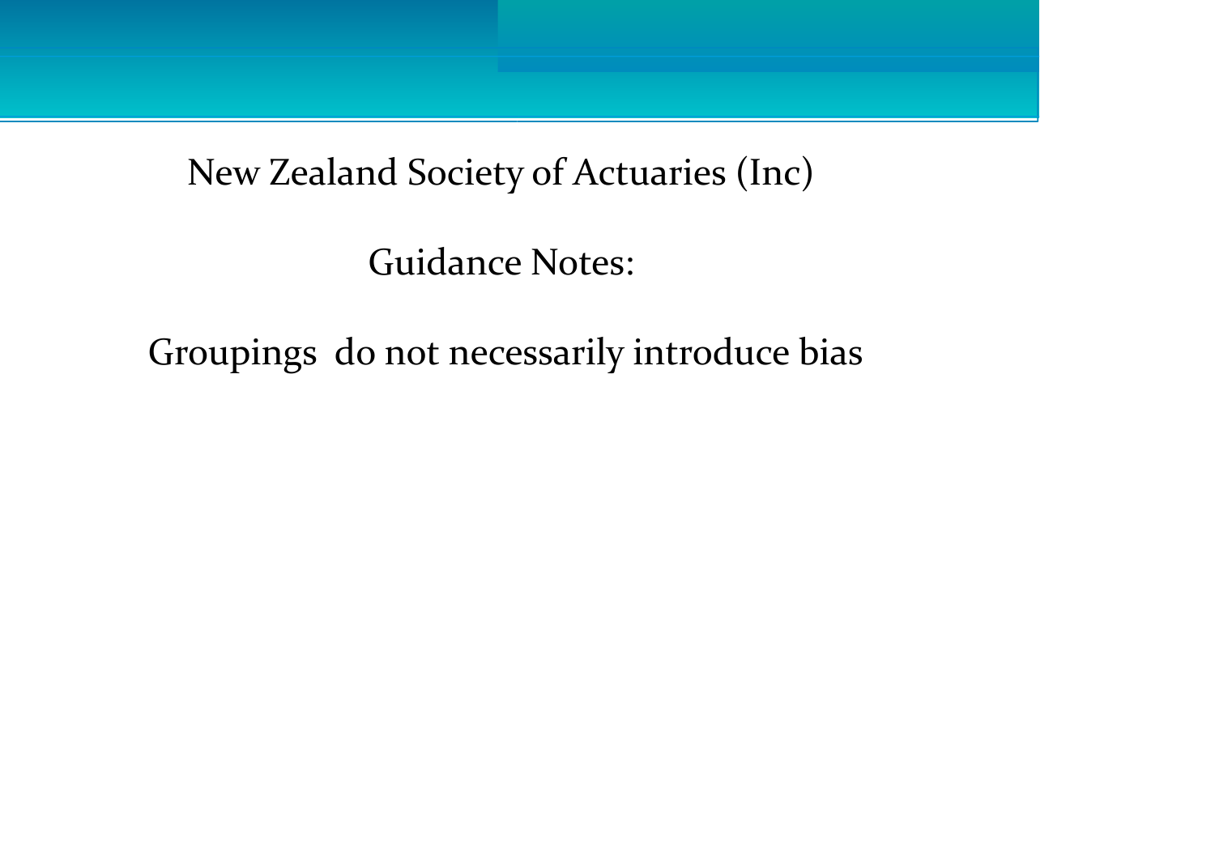New Zealand Society of Actuaries (Inc)

Guidance Notes:

Groupings do not necessarily introduce bias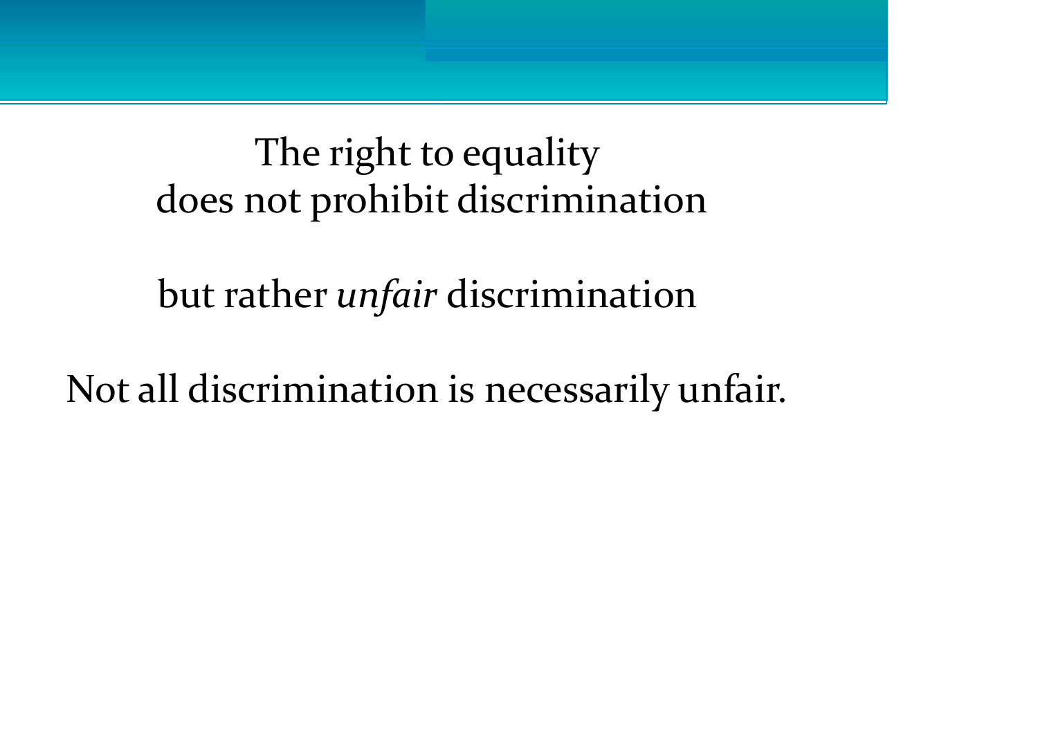The right to equality
does not prohibit discrimination

but rather *unfair* discrimination

Not all discrimination is necessarily unfair.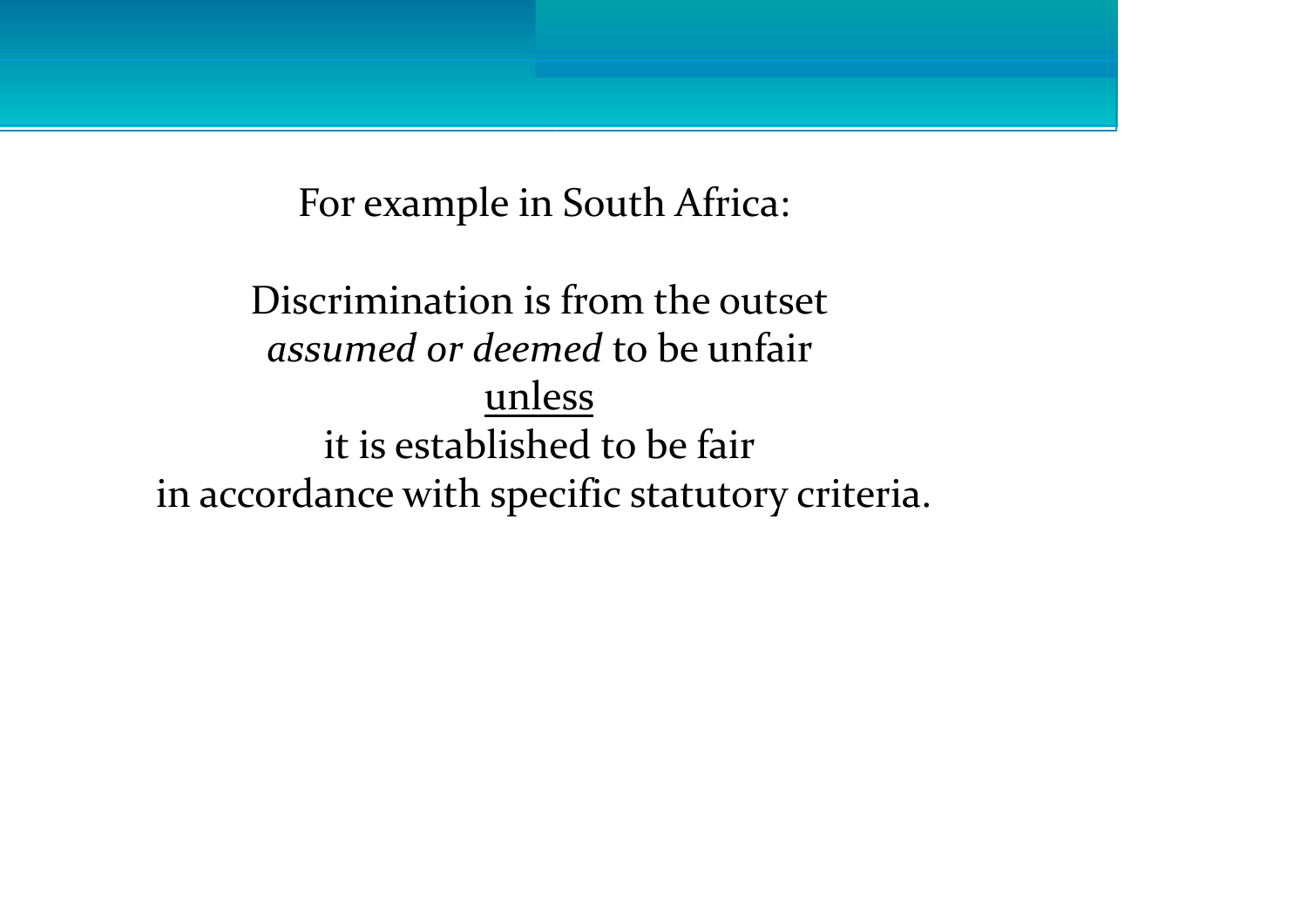For example in South Africa:

Discrimination is from the outset
*assumed or deemed* to be unfair
<u>unless</u>
it is established to be fair
in accordance with specific statutory criteria.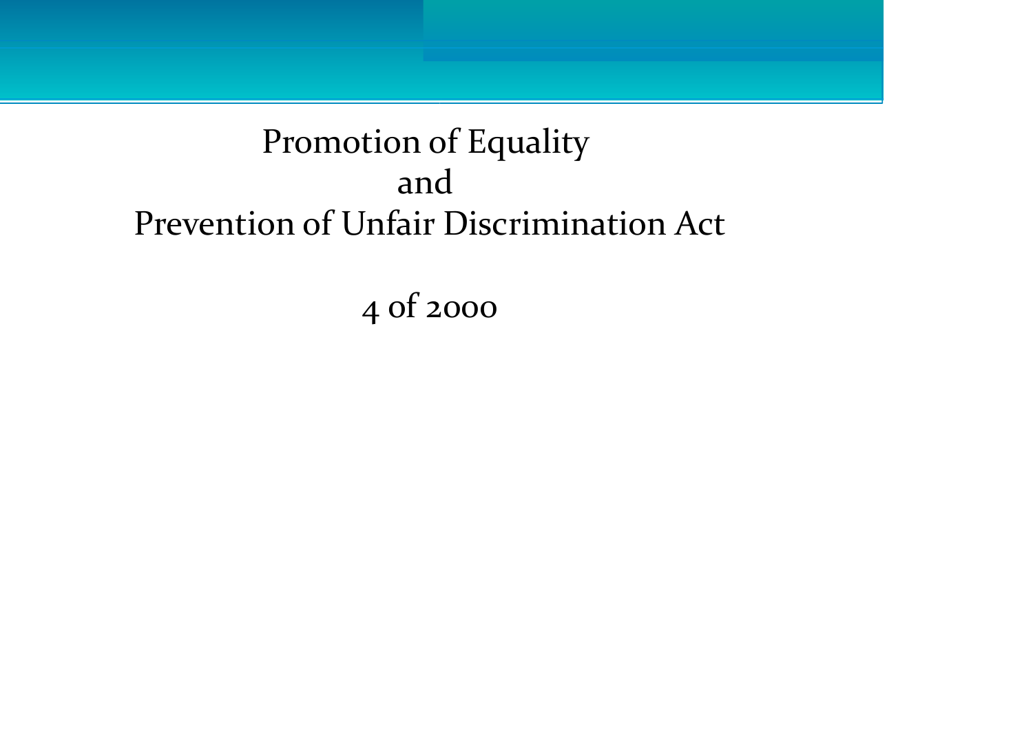# Promotion of Equality and Prevention of Unfair Discrimination Act

4 of 2000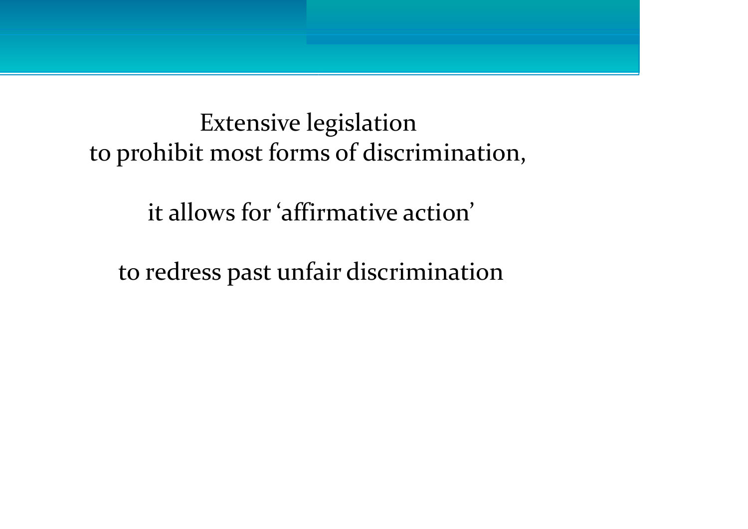Extensive legislation
to prohibit most forms of discrimination,

it allows for ‘affirmative action’

to redress past unfair discrimination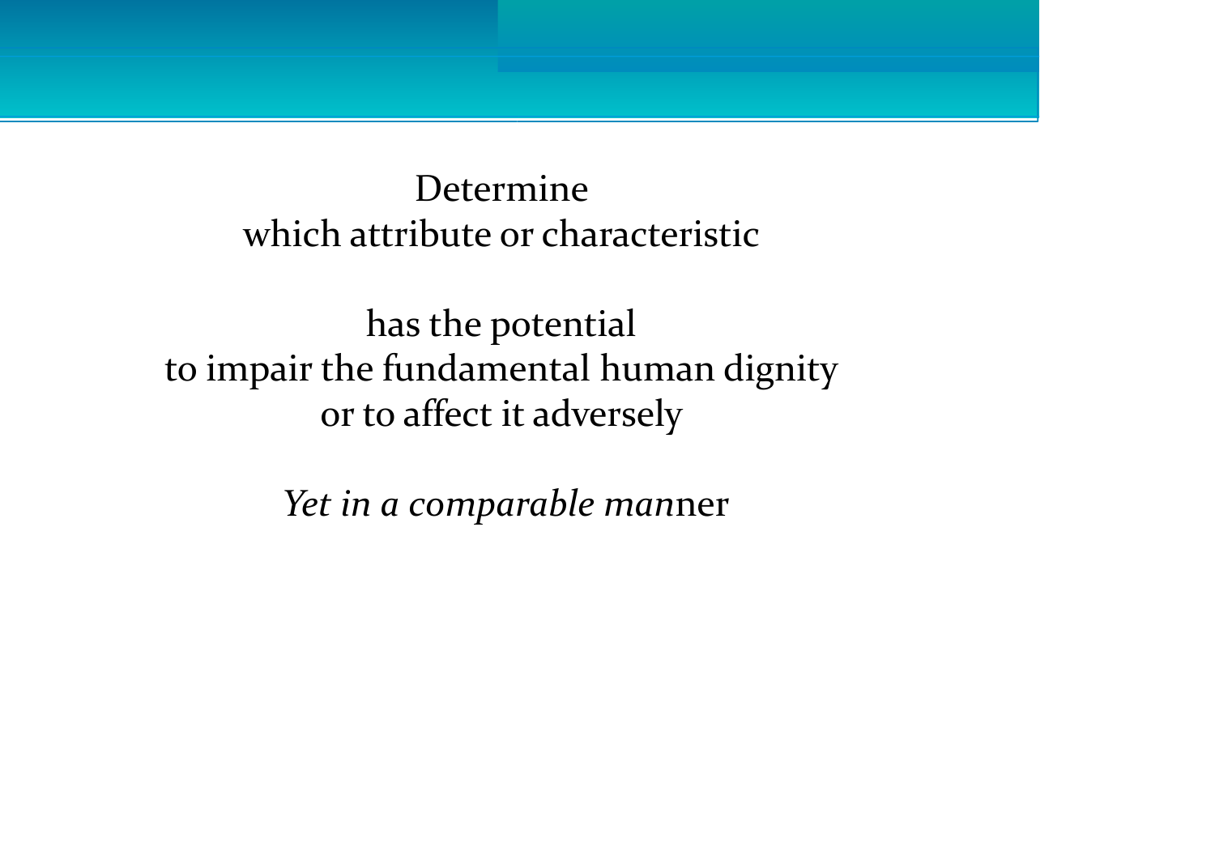Determine
which attribute or characteristic

has the potential
to impair the fundamental human dignity
or to affect it adversely

*Yet in a comparable man*ner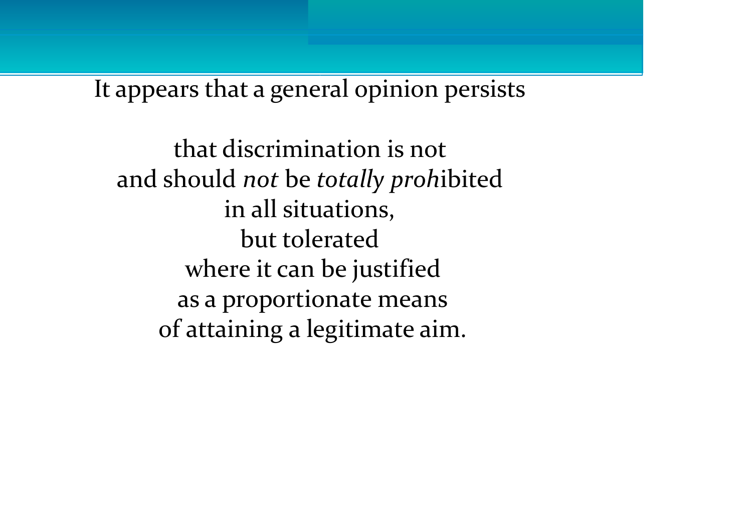It appears that a general opinion persists

that discrimination is not  
and should *not* be *totally proh*ibited  
in all situations,  
but tolerated  
where it can be justified  
as a proportionate means  
of attaining a legitimate aim.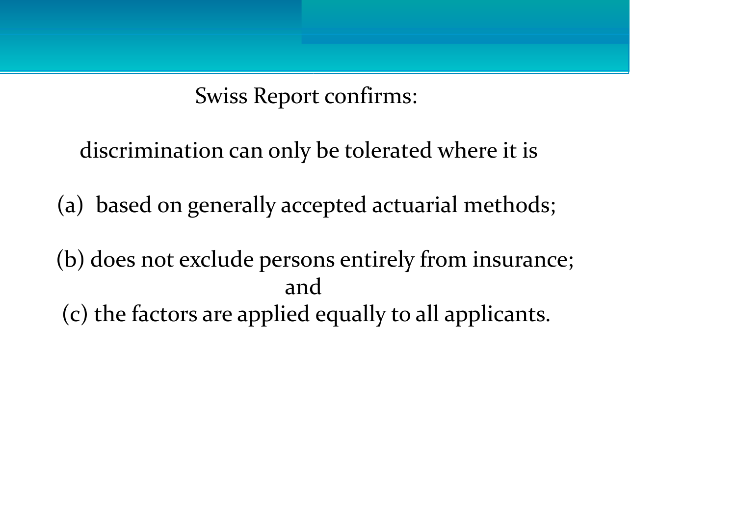Swiss Report confirms:

discrimination can only be tolerated where it is

(a) based on generally accepted actuarial methods;

(b) does not exclude persons entirely from insurance;

and

(c) the factors are applied equally to all applicants.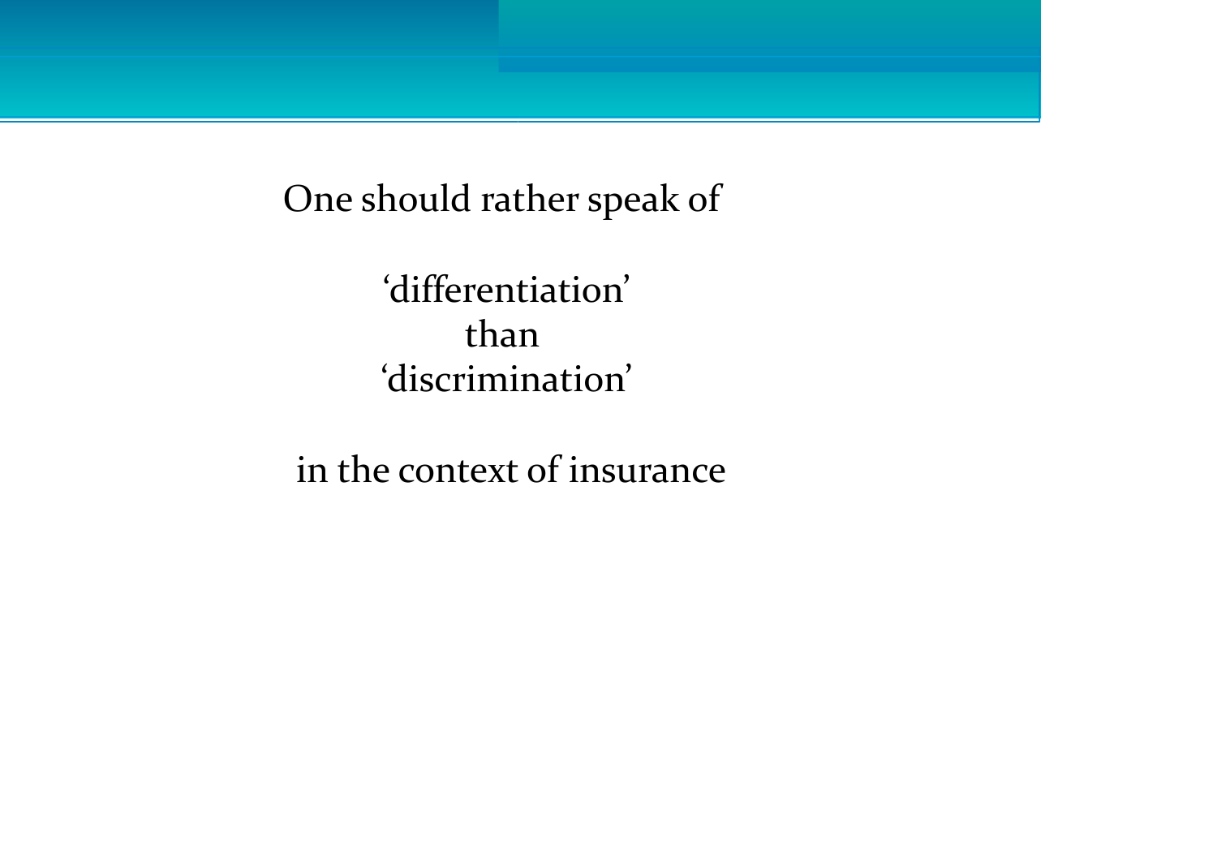One should rather speak of

‘differentiation’
than
‘discrimination’

in the context of insurance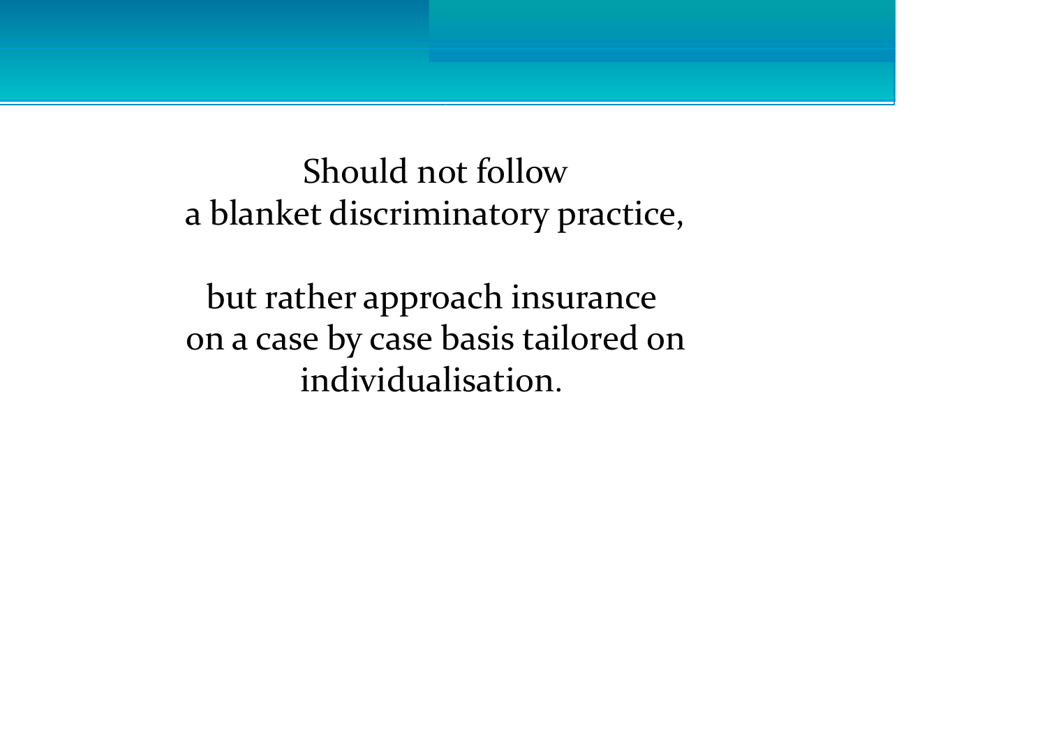Should not follow
a blanket discriminatory practice,

but rather approach insurance
on a case by case basis tailored on
individualisation.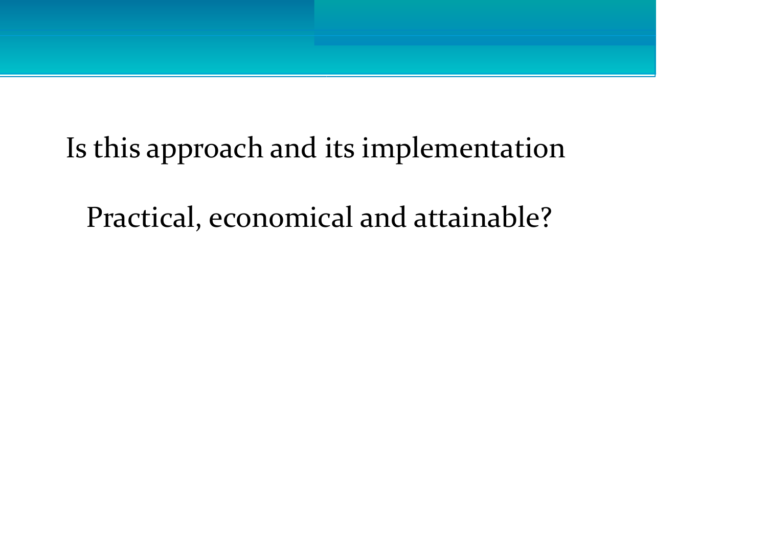Is this approach and its implementation

Practical, economical and attainable?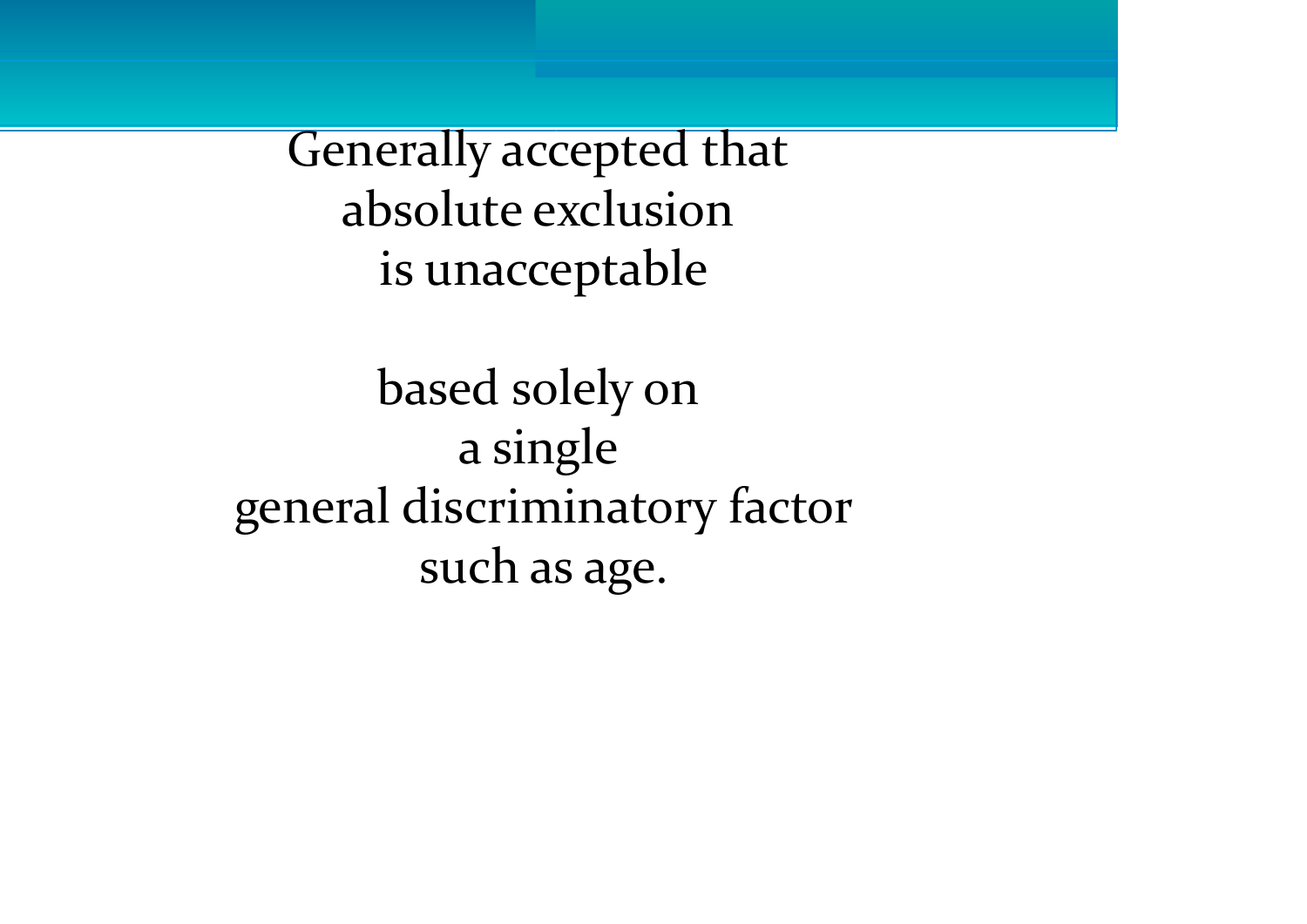Generally accepted that
absolute exclusion
is unacceptable

based solely on
a single
general discriminatory factor
such as age.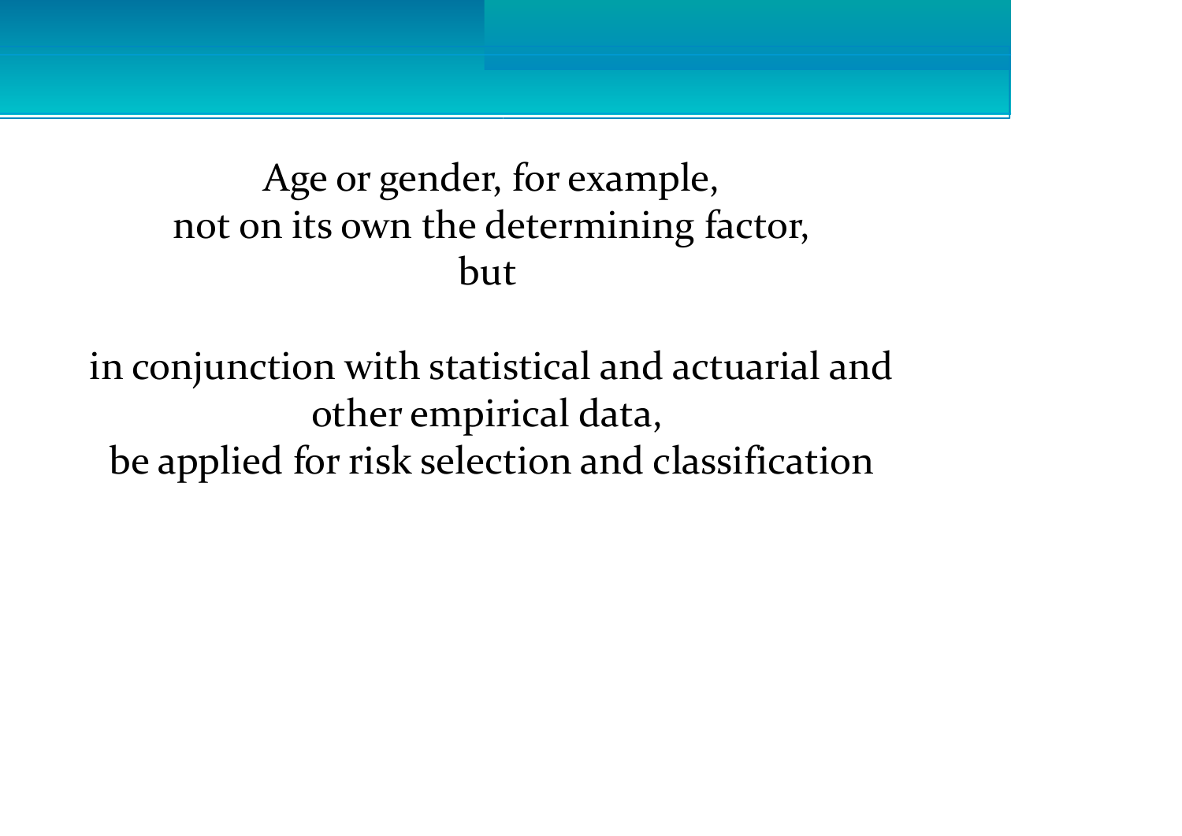Age or gender, for example,
not on its own the determining factor,
but

in conjunction with statistical and actuarial and
other empirical data,
be applied for risk selection and classification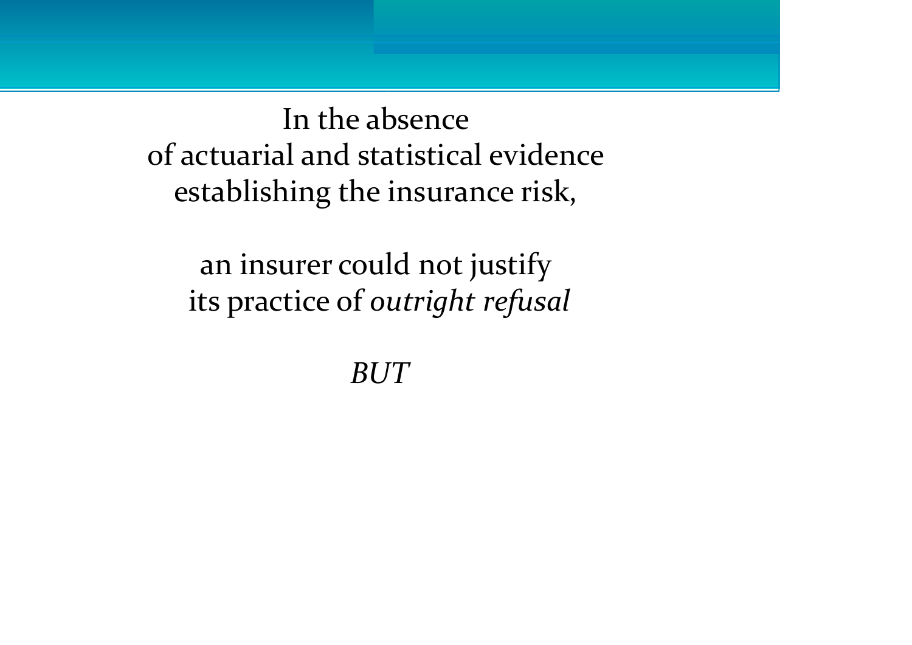In the absence
of actuarial and statistical evidence
establishing the insurance risk,

an insurer could not justify
its practice of *outright refusal*

*BUT*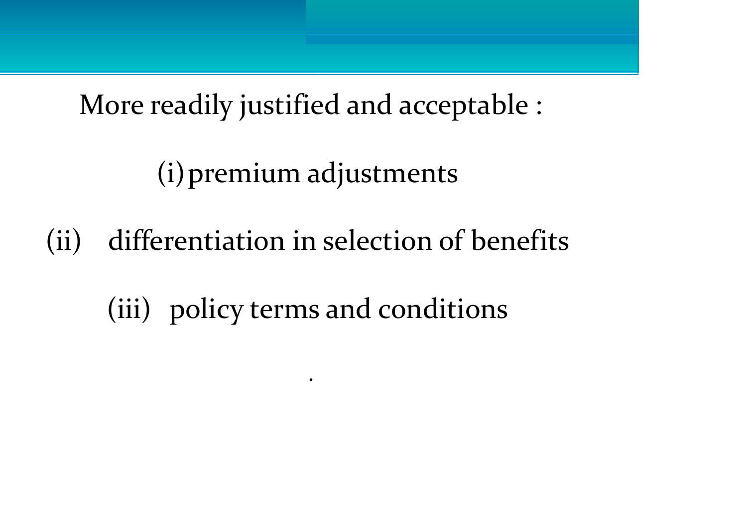More readily justified and acceptable :

(i) premium adjustments

(ii) differentiation in selection of benefits

(iii) policy terms and conditions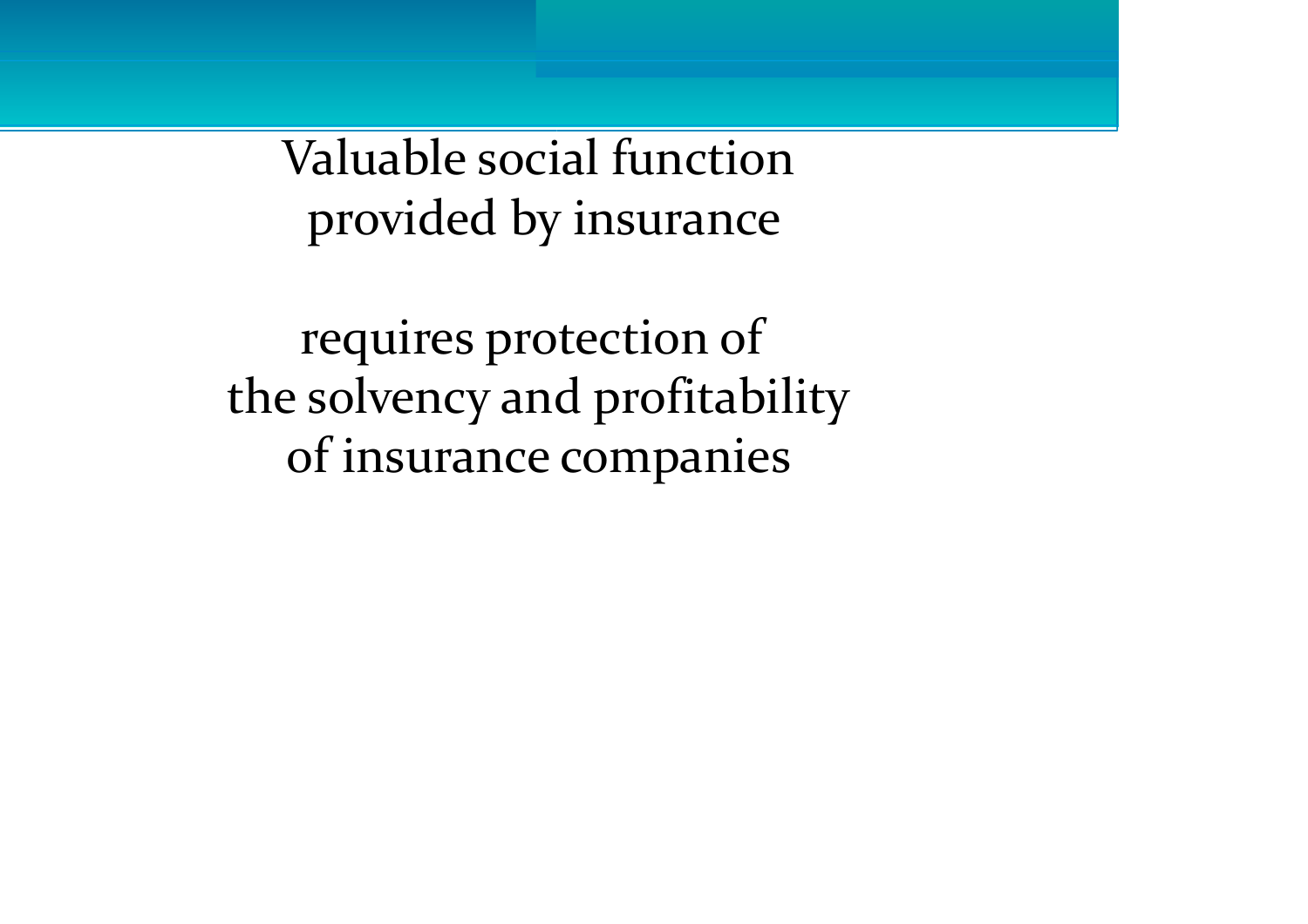Valuable social function
provided by insurance

requires protection of
the solvency and profitability
of insurance companies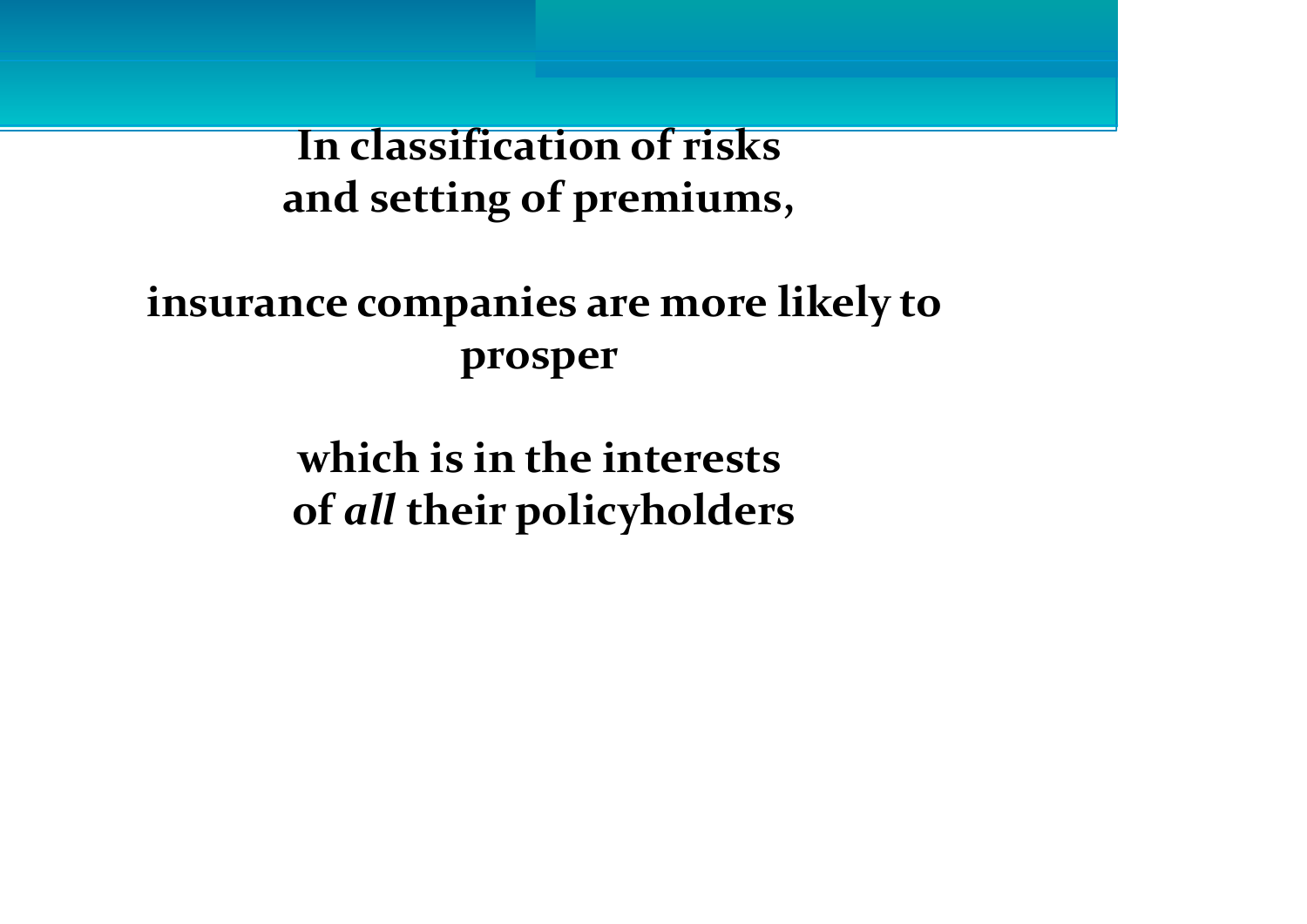**In classification of risks and setting of premiums,**

**insurance companies are more likely to prosper**

**which is in the interests of *all* their policyholders**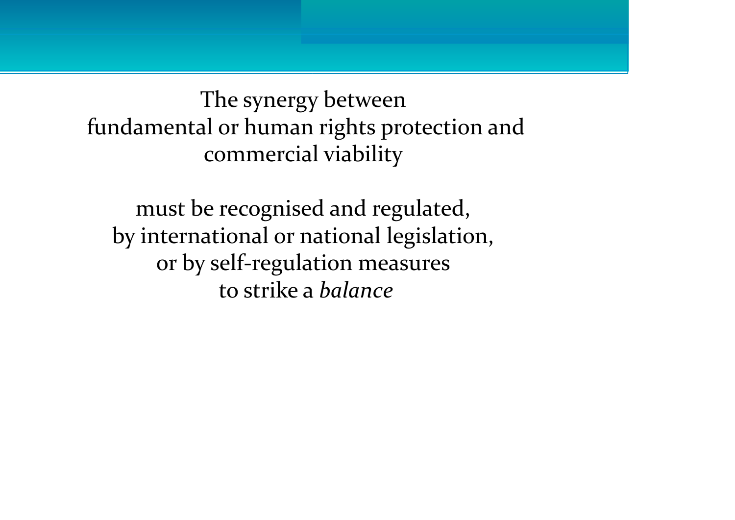The synergy between
fundamental or human rights protection and
commercial viability

must be recognised and regulated,
by international or national legislation,
or by self-regulation measures
to strike a *balance*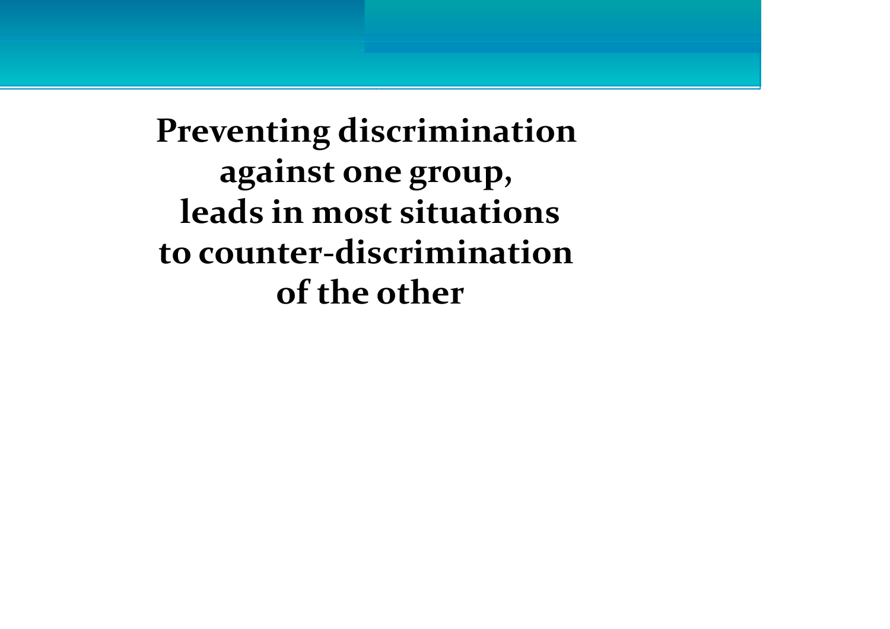**Preventing discrimination against one group, leads in most situations to counter-discrimination of the other**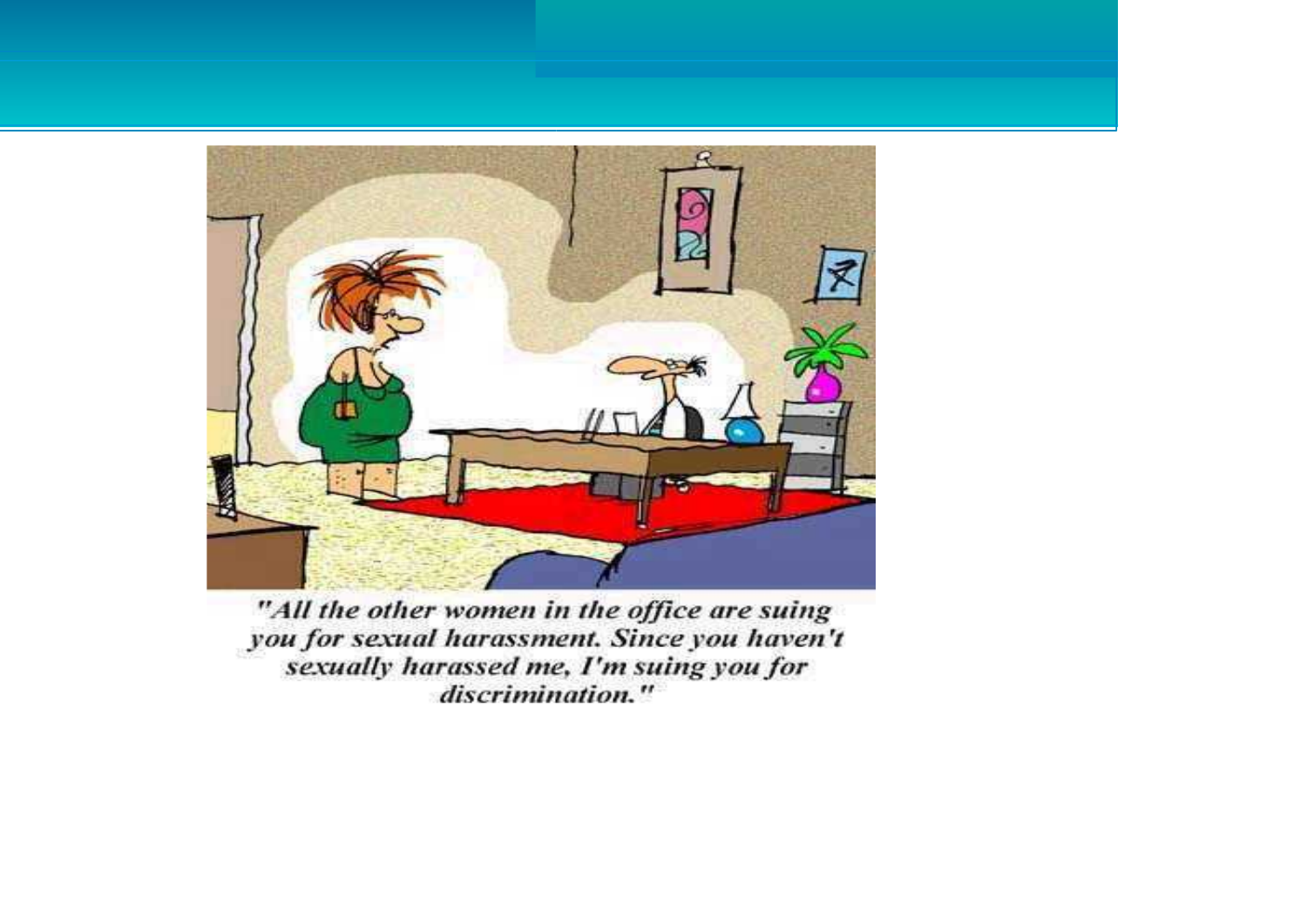"All the other women in the office are suing you for sexual harassment. Since you haven't sexually harassed me, I'm suing you for discrimination."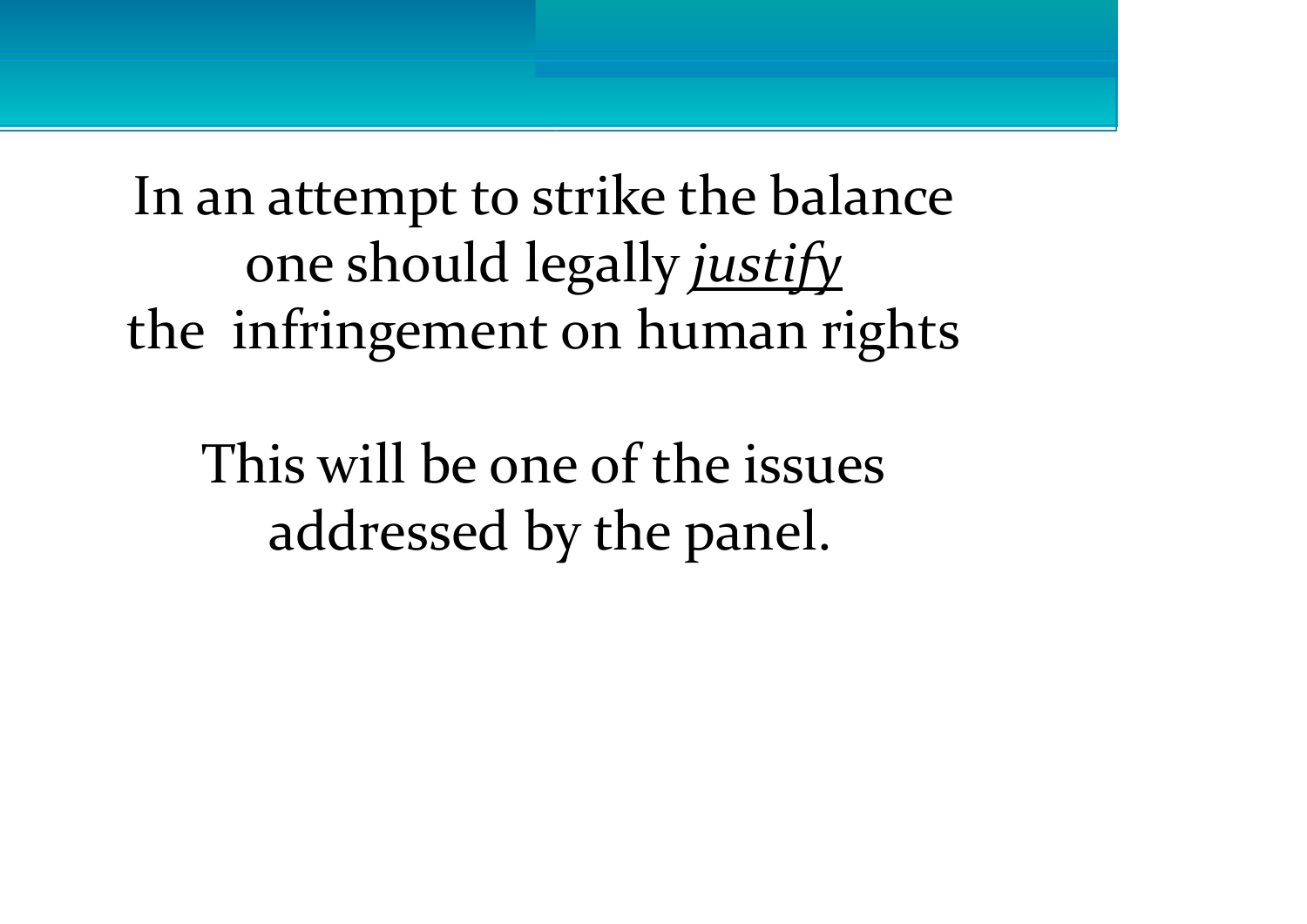In an attempt to strike the balance one should legally <u>*justify*</u> the infringement on human rights

This will be one of the issues addressed by the panel.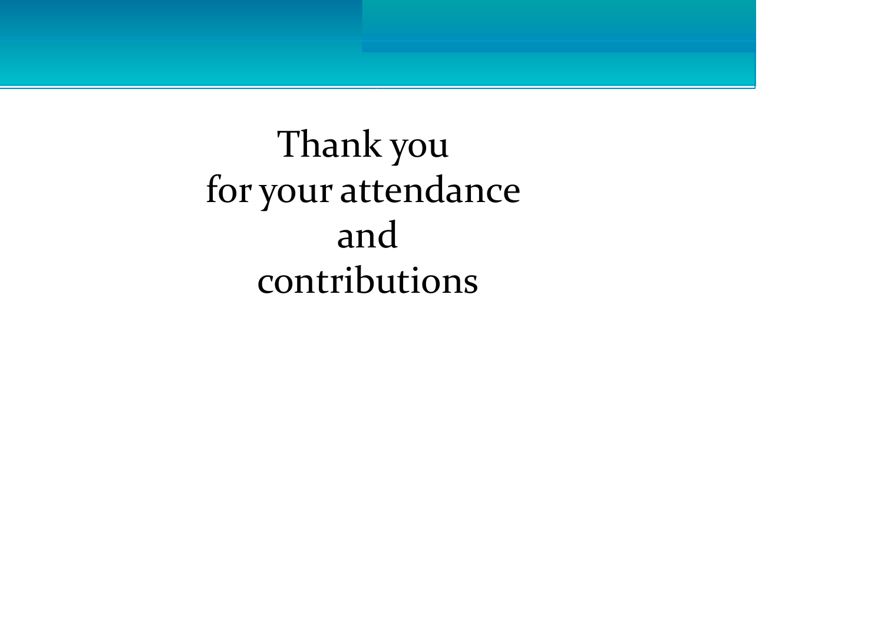Thank you
for your attendance
and
contributions